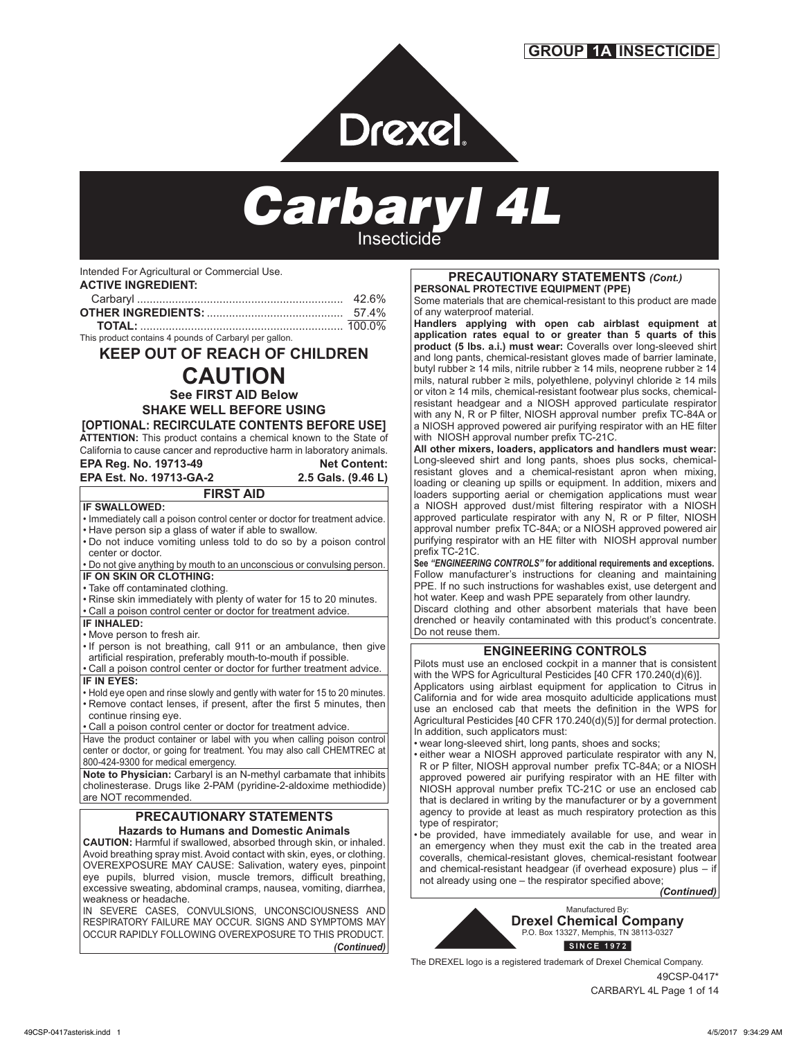**GROUP 1A INSECTICIDE**

Drexel

# Carbaryl 4L

Insecticide

Intended For Agricultural or Commercial Use.

**ACTIVE INGREDIENT:**

| | |
|---|---|
| Carbaryl | 42.6% |
| **OTHER INGREDIENTS:** | 57.4% |
| **TOTAL:** | 100.0% |

This product contains 4 pounds of Carbaryl per gallon.

## KEEP OUT OF REACH OF CHILDREN

## CAUTION

**See FIRST AID Below**

**SHAKE WELL BEFORE USING**

**[OPTIONAL: RECIRCULATE CONTENTS BEFORE USE]**

**ATTENTION:** This product contains a chemical known to the State of California to cause cancer and reproductive harm in laboratory animals.

**EPA Reg. No. 19713-49**
**EPA Est. No. 19713-GA-2**

**Net Content:**
**2.5 Gals. (9.46 L)**

### FIRST AID

**IF SWALLOWED:**
- Immediately call a poison control center or doctor for treatment advice.
- Have person sip a glass of water if able to swallow.
- Do not induce vomiting unless told to do so by a poison control center or doctor.
- Do not give anything by mouth to an unconscious or convulsing person.

**IF ON SKIN OR CLOTHING:**
- Take off contaminated clothing.
- Rinse skin immediately with plenty of water for 15 to 20 minutes.
- Call a poison control center or doctor for treatment advice.

**IF INHALED:**
- Move person to fresh air.
- If person is not breathing, call 911 or an ambulance, then give artificial respiration, preferably mouth-to-mouth if possible.
- Call a poison control center or doctor for further treatment advice.

**IF IN EYES:**
- Hold eye open and rinse slowly and gently with water for 15 to 20 minutes.
- Remove contact lenses, if present, after the first 5 minutes, then continue rinsing eye.
- Call a poison control center or doctor for treatment advice.

Have the product container or label with you when calling poison control center or doctor, or going for treatment. You may also call CHEMTREC at 800-424-9300 for medical emergency.

**Note to Physician:** Carbaryl is an N-methyl carbamate that inhibits cholinesterase. Drugs like 2-PAM (pyridine-2-aldoxime methiodide) are NOT recommended.

### PRECAUTIONARY STATEMENTS

**Hazards to Humans and Domestic Animals**

**CAUTION:** Harmful if swallowed, absorbed through skin, or inhaled. Avoid breathing spray mist. Avoid contact with skin, eyes, or clothing. OVEREXPOSURE MAY CAUSE: Salivation, watery eyes, pinpoint eye pupils, blurred vision, muscle tremors, difficult breathing, excessive sweating, abdominal cramps, nausea, vomiting, diarrhea, weakness or headache.

IN SEVERE CASES, CONVULSIONS, UNCONSCIOUSNESS AND RESPIRATORY FAILURE MAY OCCUR. SIGNS AND SYMPTOMS MAY OCCUR RAPIDLY FOLLOWING OVEREXPOSURE TO THIS PRODUCT.

***(Continued)***

### PRECAUTIONARY STATEMENTS *(Cont.)*

**PERSONAL PROTECTIVE EQUIPMENT (PPE)**

Some materials that are chemical-resistant to this product are made of any waterproof material.

**Handlers applying with open cab airblast equipment at application rates equal to or greater than 5 quarts of this product (5 lbs. a.i.) must wear:** Coveralls over long-sleeved shirt and long pants, chemical-resistant gloves made of barrier laminate, butyl rubber ≥ 14 mils, nitrile rubber ≥ 14 mils, neoprene rubber ≥ 14 mils, natural rubber ≥ mils, polyethlene, polyvinyl chloride ≥ 14 mils or viton ≥ 14 mils, chemical-resistant footwear plus socks, chemical-resistant headgear and a NIOSH approved particulate respirator with any N, R or P filter, NIOSH approval number prefix TC-84A or a NIOSH approved powered air purifying respirator with an HE filter with NIOSH approval number prefix TC-21C.

**All other mixers, loaders, applicators and handlers must wear:** Long-sleeved shirt and long pants, shoes plus socks, chemical-resistant gloves and a chemical-resistant apron when mixing, loading or cleaning up spills or equipment. In addition, mixers and loaders supporting aerial or chemigation applications must wear a NIOSH approved dust/mist filtering respirator with a NIOSH approved particulate respirator with any N, R or P filter, NIOSH approved number prefix TC-84A; or a NIOSH approved powered air purifying respirator with an HE filter with NIOSH approval number prefix TC-21C.

**See *"ENGINEERING CONTROLS"* for additional requirements and exceptions.**

Follow manufacturer's instructions for cleaning and maintaining PPE. If no such instructions for washables exist, use detergent and hot water. Keep and wash PPE separately from other laundry.

Discard clothing and other absorbent materials that have been drenched or heavily contaminated with this product's concentrate. Do not reuse them.

### ENGINEERING CONTROLS

Pilots must use an enclosed cockpit in a manner that is consistent with the WPS for Agricultural Pesticides [40 CFR 170.240(d)(6)].

Applicators using airblast equipment for application to Citrus in California and for wide area mosquito adulticide applications must use an enclosed cab that meets the definition in the WPS for Agricultural Pesticides [40 CFR 170.240(d)(5)] for dermal protection. In addition, such applicators must:
- wear long-sleeved shirt, long pants, shoes and socks;
- either wear a NIOSH approved particulate respirator with any N, R or P filter, NIOSH approval number prefix TC-84A; or a NIOSH approved powered air purifying respirator with an HE filter with NIOSH approval number prefix TC-21C or use an enclosed cab that is declared in writing by the manufacturer or by a government agency to provide at least as much respiratory protection as this type of respirator;
- be provided, have immediately available for use, and wear in an emergency when they must exit the cab in the treated area coveralls, chemical-resistant gloves, chemical-resistant footwear and chemical-resistant headgear (if overhead exposure) plus – if not already using one – the respirator specified above;

***(Continued)***

Manufactured By:
**Drexel Chemical Company**
P.O. Box 13327, Memphis, TN 38113-0327
**SINCE 1972**

The DREXEL logo is a registered trademark of Drexel Chemical Company.

49CSP-0417*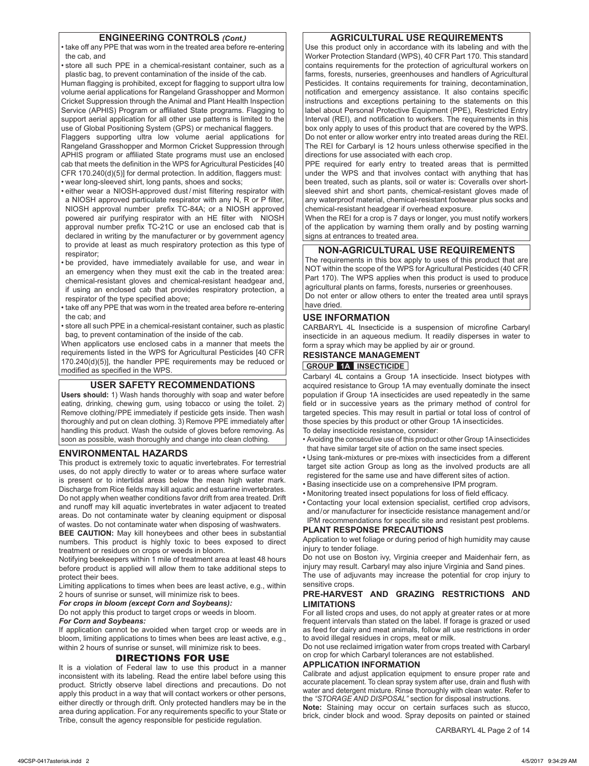## ENGINEERING CONTROLS *(Cont.)*

- take off any PPE that was worn in the treated area before re-entering the cab, and
- store all such PPE in a chemical-resistant container, such as a plastic bag, to prevent contamination of the inside of the cab.

Human flagging is prohibited, except for flagging to support ultra low volume aerial applications for Rangeland Grasshopper and Mormon Cricket Suppression through the Animal and Plant Health Inspection Service (APHIS) Program or affiliated State programs. Flagging to support aerial application for all other use patterns is limited to the use of Global Positioning System (GPS) or mechanical flaggers.

Flaggers supporting ultra low volume aerial applications for Rangeland Grasshopper and Mormon Cricket Suppression through APHIS program or affiliated State programs must use an enclosed cab that meets the definition in the WPS for Agricultural Pesticides [40 CFR 170.240(d)(5)] for dermal protection. In addition, flaggers must:

- wear long-sleeved shirt, long pants, shoes and socks;
- either wear a NIOSH-approved dust/mist filtering respirator with a NIOSH approved particulate respirator with any N, R or P filter, NIOSH approval number prefix TC-84A; or a NIOSH approved powered air purifying respirator with an HE filter with NIOSH approval number prefix TC-21C or use an enclosed cab that is declared in writing by the manufacturer or by government agency to provide at least as much respiratory protection as this type of respirator;
- be provided, have immediately available for use, and wear in an emergency when they must exit the cab in the treated area: chemical-resistant gloves and chemical-resistant headgear and, if using an enclosed cab that provides respiratory protection, a respirator of the type specified above;
- take off any PPE that was worn in the treated area before re-entering the cab; and
- store all such PPE in a chemical-resistant container, such as plastic bag, to prevent contamination of the inside of the cab.

When applicators use enclosed cabs in a manner that meets the requirements listed in the WPS for Agricultural Pesticides [40 CFR 170.240(d)(5)], the handler PPE requirements may be reduced or modified as specified in the WPS.

## USER SAFETY RECOMMENDATIONS

**Users should:** 1) Wash hands thoroughly with soap and water before eating, drinking, chewing gum, using tobacco or using the toilet. 2) Remove clothing/PPE immediately if pesticide gets inside. Then wash thoroughly and put on clean clothing. 3) Remove PPE immediately after handling this product. Wash the outside of gloves before removing. As soon as possible, wash thoroughly and change into clean clothing.

## ENVIRONMENTAL HAZARDS

This product is extremely toxic to aquatic invertebrates. For terrestrial uses, do not apply directly to water or to areas where surface water is present or to intertidal areas below the mean high water mark. Discharge from Rice fields may kill aquatic and estuarine invertebrates. Do not apply when weather conditions favor drift from area treated. Drift and runoff may kill aquatic invertebrates in water adjacent to treated areas. Do not contaminate water by cleaning equipment or disposal of wastes. Do not contaminate water when disposing of washwaters.

**BEE CAUTION:** May kill honeybees and other bees in substantial numbers. This product is highly toxic to bees exposed to direct treatment or residues on crops or weeds in bloom.

Notifying beekeepers within 1 mile of treatment area at least 48 hours before product is applied will allow them to take additional steps to protect their bees.

Limiting applications to times when bees are least active, e.g., within 2 hours of sunrise or sunset, will minimize risk to bees.

***For crops in bloom (except Corn and Soybeans):***

Do not apply this product to target crops or weeds in bloom.

***For Corn and Soybeans:***

If application cannot be avoided when target crop or weeds are in bloom, limiting applications to times when bees are least active, e.g., within 2 hours of sunrise or sunset, will minimize risk to bees.

## DIRECTIONS FOR USE

It is a violation of Federal law to use this product in a manner inconsistent with its labeling. Read the entire label before using this product. Strictly observe label directions and precautions. Do not apply this product in a way that will contact workers or other persons, either directly or through drift. Only protected handlers may be in the area during application. For any requirements specific to your State or Tribe, consult the agency responsible for pesticide regulation.

## AGRICULTURAL USE REQUIREMENTS

Use this product only in accordance with its labeling and with the Worker Protection Standard (WPS), 40 CFR Part 170. This standard contains requirements for the protection of agricultural workers on farms, forests, nurseries, greenhouses and handlers of Agricultural Pesticides. It contains requirements for training, decontamination, notification and emergency assistance. It also contains specific instructions and exceptions pertaining to the statements on this label about Personal Protective Equipment (PPE), Restricted Entry Interval (REI), and notification to workers. The requirements in this box only apply to uses of this product that are covered by the WPS.

Do not enter or allow worker entry into treated areas during the REI. The REI for Carbaryl is 12 hours unless otherwise specified in the directions for use associated with each crop.

PPE required for early entry to treated areas that is permitted under the WPS and that involves contact with anything that has been treated, such as plants, soil or water is: Coveralls over short-sleeved shirt and short pants, chemical-resistant gloves made of any waterproof material, chemical-resistant footwear plus socks and chemical-resistant headgear if overhead exposure.

When the REI for a crop is 7 days or longer, you must notify workers of the application by warning them orally and by posting warning signs at entrances to treated area.

## NON-AGRICULTURAL USE REQUIREMENTS

The requirements in this box apply to uses of this product that are NOT within the scope of the WPS for Agricultural Pesticides (40 CFR Part 170). The WPS applies when this product is used to produce agricultural plants on farms, forests, nurseries or greenhouses.

Do not enter or allow others to enter the treated area until sprays have dried.

## USE INFORMATION

CARBARYL 4L Insecticide is a suspension of microfine Carbaryl insecticide in an aqueous medium. It readily disperses in water to form a spray which may be applied by air or ground.

### RESISTANCE MANAGEMENT

**GROUP 1A INSECTICIDE**

Carbaryl 4L contains a Group 1A insecticide. Insect biotypes with acquired resistance to Group 1A may eventually dominate the insect population if Group 1A insecticides are used repeatedly in the same field or in successive years as the primary method of control for targeted species. This may result in partial or total loss of control of those species by this product or other Group 1A insecticides.

To delay insecticide resistance, consider:

- Avoiding the consecutive use of this product or other Group 1A insecticides that have similar target site of action on the same insect species.
- Using tank-mixtures or pre-mixes with insecticides from a different target site action Group as long as the involved products are all registered for the same use and have different sites of action.
- Basing insecticide use on a comprehensive IPM program.
- Monitoring treated insect populations for loss of field efficacy.
- Contacting your local extension specialist, certified crop advisors, and/or manufacturer for insecticide resistance management and/or IPM recommendations for specific site and resistant pest problems.

### PLANT RESPONSE PRECAUTIONS

Application to wet foliage or during period of high humidity may cause injury to tender foliage.

Do not use on Boston ivy, Virginia creeper and Maidenhair fern, as injury may result. Carbaryl may also injure Virginia and Sand pines.

The use of adjuvants may increase the potential for crop injury to sensitive crops.

### PRE-HARVEST AND GRAZING RESTRICTIONS AND LIMITATIONS

For all listed crops and uses, do not apply at greater rates or at more frequent intervals than stated on the label. If forage is grazed or used as feed for dairy and meat animals, follow all use restrictions in order to avoid illegal residues in crops, meat or milk.

Do not use reclaimed irrigation water from crops treated with Carbaryl on crop for which Carbaryl tolerances are not established.

### APPLICATION INFORMATION

Calibrate and adjust application equipment to ensure proper rate and accurate placement. To clean spray system after use, drain and flush with water and detergent mixture. Rinse thoroughly with clean water. Refer to the *"STORAGE AND DISPOSAL"* section for disposal instructions.

**Note:** Staining may occur on certain surfaces such as stucco, brick, cinder block and wood. Spray deposits on painted or stained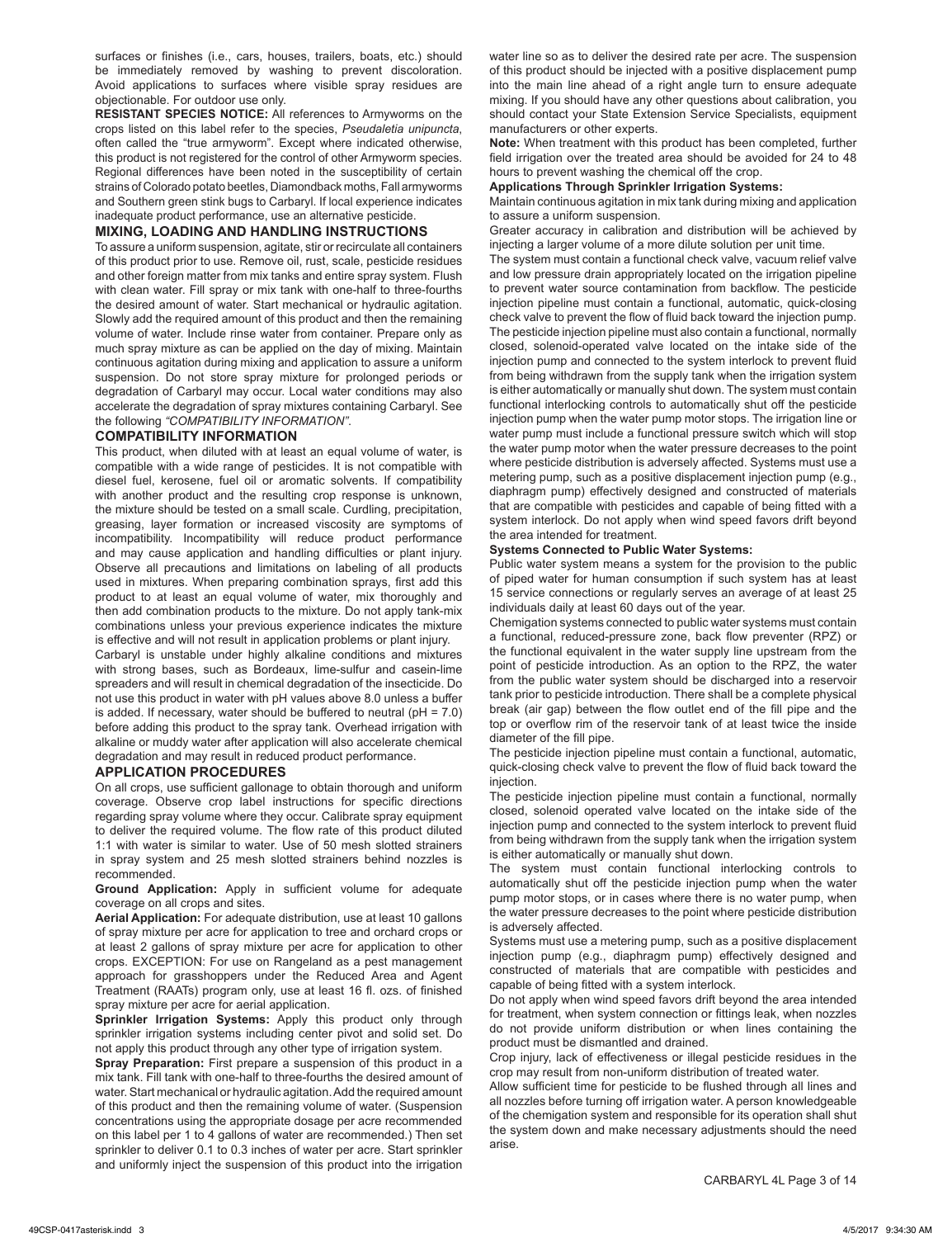surfaces or finishes (i.e., cars, houses, trailers, boats, etc.) should be immediately removed by washing to prevent discoloration. Avoid applications to surfaces where visible spray residues are objectionable. For outdoor use only.

**RESISTANT SPECIES NOTICE:** All references to Armyworms on the crops listed on this label refer to the species, *Pseudaletia unipuncta*, often called the "true armyworm". Except where indicated otherwise, this product is not registered for the control of other Armyworm species. Regional differences have been noted in the susceptibility of certain strains of Colorado potato beetles, Diamondback moths, Fall armyworms and Southern green stink bugs to Carbaryl. If local experience indicates inadequate product performance, use an alternative pesticide.

## MIXING, LOADING AND HANDLING INSTRUCTIONS

To assure a uniform suspension, agitate, stir or recirculate all containers of this product prior to use. Remove oil, rust, scale, pesticide residues and other foreign matter from mix tanks and entire spray system. Flush with clean water. Fill spray or mix tank with one-half to three-fourths the desired amount of water. Start mechanical or hydraulic agitation. Slowly add the required amount of this product and then the remaining volume of water. Include rinse water from container. Prepare only as much spray mixture as can be applied on the day of mixing. Maintain continuous agitation during mixing and application to assure a uniform suspension. Do not store spray mixture for prolonged periods or degradation of Carbaryl may occur. Local water conditions may also accelerate the degradation of spray mixtures containing Carbaryl. See the following *"COMPATIBILITY INFORMATION"*.

## COMPATIBILITY INFORMATION

This product, when diluted with at least an equal volume of water, is compatible with a wide range of pesticides. It is not compatible with diesel fuel, kerosene, fuel oil or aromatic solvents. If compatibility with another product and the resulting crop response is unknown, the mixture should be tested on a small scale. Curdling, precipitation, greasing, layer formation or increased viscosity are symptoms of incompatibility. Incompatibility will reduce product performance and may cause application and handling difficulties or plant injury. Observe all precautions and limitations on labeling of all products used in mixtures. When preparing combination sprays, first add this product to at least an equal volume of water, mix thoroughly and then add combination products to the mixture. Do not apply tank-mix combinations unless your previous experience indicates the mixture is effective and will not result in application problems or plant injury.

Carbaryl is unstable under highly alkaline conditions and mixtures with strong bases, such as Bordeaux, lime-sulfur and casein-lime spreaders and will result in chemical degradation of the insecticide. Do not use this product in water with pH values above 8.0 unless a buffer is added. If necessary, water should be buffered to neutral (pH = 7.0) before adding this product to the spray tank. Overhead irrigation with alkaline or muddy water after application will also accelerate chemical degradation and may result in reduced product performance.

## APPLICATION PROCEDURES

On all crops, use sufficient gallonage to obtain thorough and uniform coverage. Observe crop label instructions for specific directions regarding spray volume where they occur. Calibrate spray equipment to deliver the required volume. The flow rate of this product diluted 1:1 with water is similar to water. Use of 50 mesh slotted strainers in spray system and 25 mesh slotted strainers behind nozzles is recommended.

**Ground Application:** Apply in sufficient volume for adequate coverage on all crops and sites.

**Aerial Application:** For adequate distribution, use at least 10 gallons of spray mixture per acre for application to tree and orchard crops or at least 2 gallons of spray mixture per acre for application to other crops. EXCEPTION: For use on Rangeland as a pest management approach for grasshoppers under the Reduced Area and Agent Treatment (RAATs) program only, use at least 16 fl. ozs. of finished spray mixture per acre for aerial application.

**Sprinkler Irrigation Systems:** Apply this product only through sprinkler irrigation systems including center pivot and solid set. Do not apply this product through any other type of irrigation system.

**Spray Preparation:** First prepare a suspension of this product in a mix tank. Fill tank with one-half to three-fourths the desired amount of water. Start mechanical or hydraulic agitation. Add the required amount of this product and then the remaining volume of water. (Suspension concentrations using the appropriate dosage per acre recommended on this label per 1 to 4 gallons of water are recommended.) Then set sprinkler to deliver 0.1 to 0.3 inches of water per acre. Start sprinkler and uniformly inject the suspension of this product into the irrigation water line so as to deliver the desired rate per acre. The suspension of this product should be injected with a positive displacement pump into the main line ahead of a right angle turn to ensure adequate mixing. If you should have any other questions about calibration, you should contact your State Extension Service Specialists, equipment manufacturers or other experts.

**Note:** When treatment with this product has been completed, further field irrigation over the treated area should be avoided for 24 to 48 hours to prevent washing the chemical off the crop.

**Applications Through Sprinkler Irrigation Systems:**

Maintain continuous agitation in mix tank during mixing and application to assure a uniform suspension.

Greater accuracy in calibration and distribution will be achieved by injecting a larger volume of a more dilute solution per unit time.

The system must contain a functional check valve, vacuum relief valve and low pressure drain appropriately located on the irrigation pipeline to prevent water source contamination from backflow. The pesticide injection pipeline must contain a functional, automatic, quick-closing check valve to prevent the flow of fluid back toward the injection pump. The pesticide injection pipeline must also contain a functional, normally closed, solenoid-operated valve located on the intake side of the injection pump and connected to the system interlock to prevent fluid from being withdrawn from the supply tank when the irrigation system is either automatically or manually shut down. The system must contain functional interlocking controls to automatically shut off the pesticide injection pump when the water pump motor stops. The irrigation line or water pump must include a functional pressure switch which will stop the water pump motor when the water pressure decreases to the point where pesticide distribution is adversely affected. Systems must use a metering pump, such as a positive displacement injection pump (e.g., diaphragm pump) effectively designed and constructed of materials that are compatible with pesticides and capable of being fitted with a system interlock. Do not apply when wind speed favors drift beyond the area intended for treatment.

**Systems Connected to Public Water Systems:**

Public water system means a system for the provision to the public of piped water for human consumption if such system has at least 15 service connections or regularly serves an average of at least 25 individuals daily at least 60 days out of the year.

Chemigation systems connected to public water systems must contain a functional, reduced-pressure zone, back flow preventer (RPZ) or the functional equivalent in the water supply line upstream from the point of pesticide introduction. As an option to the RPZ, the water from the public water system should be discharged into a reservoir tank prior to pesticide introduction. There shall be a complete physical break (air gap) between the flow outlet end of the fill pipe and the top or overflow rim of the reservoir tank of at least twice the inside diameter of the fill pipe.

The pesticide injection pipeline must contain a functional, automatic, quick-closing check valve to prevent the flow of fluid back toward the injection.

The pesticide injection pipeline must contain a functional, normally closed, solenoid operated valve located on the intake side of the injection pump and connected to the system interlock to prevent fluid from being withdrawn from the supply tank when the irrigation system is either automatically or manually shut down.

The system must contain functional interlocking controls to automatically shut off the pesticide injection pump when the water pump motor stops, or in cases where there is no water pump, when the water pressure decreases to the point where pesticide distribution is adversely affected.

Systems must use a metering pump, such as a positive displacement injection pump (e.g., diaphragm pump) effectively designed and constructed of materials that are compatible with pesticides and capable of being fitted with a system interlock.

Do not apply when wind speed favors drift beyond the area intended for treatment, when system connection or fittings leak, when nozzles do not provide uniform distribution or when lines containing the product must be dismantled and drained.

Crop injury, lack of effectiveness or illegal pesticide residues in the crop may result from non-uniform distribution of treated water.

Allow sufficient time for pesticide to be flushed through all lines and all nozzles before turning off irrigation water. A person knowledgeable of the chemigation system and responsible for its operation shall shut the system down and make necessary adjustments should the need arise.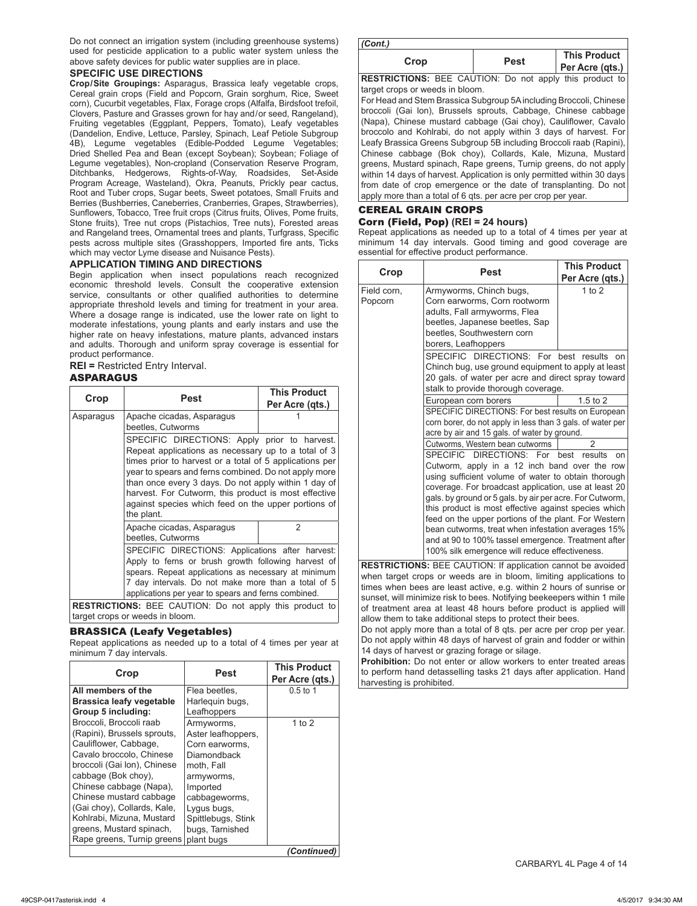Do not connect an irrigation system (including greenhouse systems) used for pesticide application to a public water system unless the above safety devices for public water supplies are in place.

### SPECIFIC USE DIRECTIONS

**Crop/Site Groupings:** Asparagus, Brassica leafy vegetable crops, Cereal grain crops (Field and Popcorn, Grain sorghum, Rice, Sweet corn), Cucurbit vegetables, Flax, Forage crops (Alfalfa, Birdsfoot trefoil, Clovers, Pasture and Grasses grown for hay and/or seed, Rangeland), Fruiting vegetables (Eggplant, Peppers, Tomato), Leafy vegetables (Dandelion, Endive, Lettuce, Parsley, Spinach, Leaf Petiole Subgroup 4B), Legume vegetables (Edible-Podded Legume Vegetables; Dried Shelled Pea and Bean (except Soybean); Soybean; Foliage of Legume vegetables), Non-cropland (Conservation Reserve Program, Ditchbanks, Hedgerows, Rights-of-Way, Roadsides, Set-Aside Program Acreage, Wasteland), Okra, Peanuts, Prickly pear cactus, Root and Tuber crops, Sugar beets, Sweet potatoes, Small Fruits and Berries (Bushberries, Caneberries, Cranberries, Grapes, Strawberries), Sunflowers, Tobacco, Tree fruit crops (Citrus fruits, Olives, Pome fruits, Stone fruits), Tree nut crops (Pistachios, Tree nuts), Forested areas and Rangeland trees, Ornamental trees and plants, Turfgrass, Specific pests across multiple sites (Grasshoppers, Imported fire ants, Ticks which may vector Lyme disease and Nuisance Pests).

### APPLICATION TIMING AND DIRECTIONS

Begin application when insect populations reach recognized economic threshold levels. Consult the cooperative extension service, consultants or other qualified authorities to determine appropriate threshold levels and timing for treatment in your area. Where a dosage range is indicated, use the lower rate on light to moderate infestations, young plants and early instars and use the higher rate on heavy infestations, mature plants, advanced instars and adults. Thorough and uniform spray coverage is essential for product performance.

**REI =** Restricted Entry Interval.

### ASPARAGUS

| Crop | Pest | This Product Per Acre (qts.) |
|---|---|---|
| Asparagus | Apache cicadas, Asparagus beetles, Cutworms | 1 |
| | SPECIFIC DIRECTIONS: Apply prior to harvest. Repeat applications as necessary up to a total of 3 times prior to harvest or a total of 5 applications per year to spears and ferns combined. Do not apply more than once every 3 days. Do not apply within 1 day of harvest. For Cutworm, this product is most effective against species which feed on the upper portions of the plant. | |
| | Apache cicadas, Asparagus beetles, Cutworms | 2 |
| | SPECIFIC DIRECTIONS: Applications after harvest: Apply to ferns or brush growth following harvest of spears. Repeat applications as necessary at minimum 7 day intervals. Do not make more than a total of 5 applications per year to spears and ferns combined. | |
| **RESTRICTIONS:** BEE CAUTION: Do not apply this product to target crops or weeds in bloom. | | |

### BRASSICA (Leafy Vegetables)

Repeat applications as needed up to a total of 4 times per year at minimum 7 day intervals.

| Crop | Pest | This Product Per Acre (qts.) |
|---|---|---|
| **All members of the Brassica leafy vegetable Group 5 including:** | Flea beetles, Harlequin bugs, Leafhoppers | 0.5 to 1 |
| Broccoli, Broccoli raab (Rapini), Brussels sprouts, Cauliflower, Cabbage, Cavalo broccolo, Chinese broccoli (Gai lon), Chinese cabbage (Bok choy), Chinese cabbage (Napa), Chinese mustard cabbage (Gai choy), Collards, Kale, Kohlrabi, Mizuna, Mustard greens, Mustard spinach, Rape greens, Turnip greens | Armyworms, Aster leafhoppers, Corn earworms, Diamondback moth, Fall armyworms, Imported cabbageworms, Lygus bugs, Spittlebugs, Stink bugs, Tarnished plant bugs | 1 to 2 |
| **RESTRICTIONS:** BEE CAUTION: Do not apply this product to target crops or weeds in bloom. For Head and Stem Brassica Subgroup 5A including Broccoli, Chinese broccoli (Gai lon), Brussels sprouts, Cabbage, Chinese cabbage (Napa), Chinese mustard cabbage (Gai choy), Cauliflower, Cavalo broccolo and Kohlrabi, do not apply within 3 days of harvest. For Leafy Brassica Greens Subgroup 5B including Broccoli raab (Rapini), Chinese cabbage (Bok choy), Collards, Kale, Mizuna, Mustard greens, Mustard spinach, Rape greens, Turnip greens, do not apply within 14 days of harvest. Application is only permitted within 30 days from date of crop emergence or the date of transplanting. Do not apply more than a total of 6 qts. per acre per crop per year. | | |

### CEREAL GRAIN CROPS

#### Corn (Field, Pop) (REI = 24 hours)

Repeat applications as needed up to a total of 4 times per year at minimum 14 day intervals. Good timing and good coverage are essential for effective product performance.

| Crop | Pest | This Product Per Acre (qts.) |
|---|---|---|
| Field corn, Popcorn | Armyworms, Chinch bugs, Corn earworms, Corn rootworm adults, Fall armyworms, Flea beetles, Japanese beetles, Sap beetles, Southwestern corn borers, Leafhoppers | 1 to 2 |
| | SPECIFIC DIRECTIONS: For best results on Chinch bug, use ground equipment to apply at least 20 gals. of water per acre and direct spray toward stalk to provide thorough coverage. | |
| | European corn borers | 1.5 to 2 |
| | SPECIFIC DIRECTIONS: For best results on European corn borer, do not apply in less than 3 gals. of water per acre by air and 15 gals. of water by ground. | |
| | Cutworms, Western bean cutworms | 2 |
| | SPECIFIC DIRECTIONS: For best results on Cutworm, apply in a 12 inch band over the row using sufficient volume of water to obtain thorough coverage. For broadcast application, use at least 20 gals. by ground or 5 gals. by air per acre. For Cutworm, this product is most effective against species which feed on the upper portions of the plant. For Western bean cutworms, treat when infestation averages 15% and at 90 to 100% tassel emergence. Treatment after 100% silk emergence will reduce effectiveness. | |
| **RESTRICTIONS:** BEE CAUTION: If application cannot be avoided when target crops or weeds are in bloom, limiting applications to times when bees are least active, e.g. within 2 hours of sunrise or sunset, will minimize risk to bees. Notifying beekeepers within 1 mile of treatment area at least 48 hours before product is applied will allow them to take additional steps to protect their bees. Do not apply more than a total of 8 qts. per acre per crop per year. Do not apply within 48 days of harvest of grain and fodder or within 14 days of harvest or grazing forage or silage. **Prohibition:** Do not enter or allow workers to enter treated areas to perform hand detasselling tasks 21 days after application. Hand harvesting is prohibited. | | |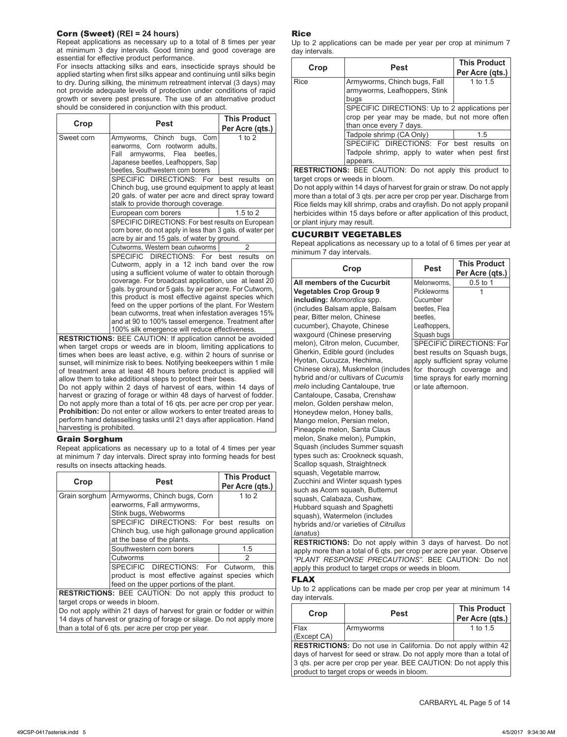### Corn (Sweet) (REI = 24 hours)

Repeat applications as necessary up to a total of 8 times per year at minimum 3 day intervals. Good timing and good coverage are essential for effective product performance.

For insects attacking silks and ears, insecticide sprays should be applied starting when first silks appear and continuing until silks begin to dry. During silking, the minimum retreatment interval (3 days) may not provide adequate levels of protection under conditions of rapid growth or severe pest pressure. The use of an alternative product should be considered in conjunction with this product.

| Crop | Pest | This Product Per Acre (qts.) |
|---|---|---|
| Sweet corn | Armyworms, Chinch bugs, Corn earworms, Corn rootworm adults, Fall armyworms, Flea beetles, Japanese beetles, Leafhoppers, Sap beetles, Southwestern corn borers | 1 to 2 |
| | SPECIFIC DIRECTIONS: For best results on Chinch bug, use ground equipment to apply at least 20 gals. of water per acre and direct spray toward stalk to provide thorough coverage. | |
| | European corn borers | 1.5 to 2 |
| | SPECIFIC DIRECTIONS: For best results on European corn borer, do not apply in less than 3 gals. of water per acre by air and 15 gals. of water by ground. | |
| | Cutworms, Western bean cutworms | 2 |
| | SPECIFIC DIRECTIONS: For best results on Cutworm, apply in a 12 inch band over the row using a sufficient volume of water to obtain thorough coverage. For broadcast application, use at least 20 gals. by ground or 5 gals. by air per acre. For Cutworm, this product is most effective against species which feed on the upper portions of the plant. For Western bean cutworms, treat when infestation averages 15% and at 90 to 100% tassel emergence. Treatment after 100% silk emergence will reduce effectiveness. | |

**RESTRICTIONS:** BEE CAUTION: If application cannot be avoided when target crops or weeds are in bloom, limiting applications to times when bees are least active, e.g. within 2 hours of sunrise or sunset, will minimize risk to bees. Notifying beekeepers within 1 mile of treatment area at least 48 hours before product is applied will allow them to take additional steps to protect their bees.

Do not apply within 2 days of harvest of ears, within 14 days of harvest or grazing of forage or within 48 days of harvest of fodder. Do not apply more than a total of 16 qts. per acre per crop per year.

**Prohibition:** Do not enter or allow workers to enter treated areas to perform hand detasselling tasks until 21 days after application. Hand harvesting is prohibited.

### Grain Sorghum

Repeat applications as necessary up to a total of 4 times per year at minimum 7 day intervals. Direct spray into forming heads for best results on insects attacking heads.

| Crop | Pest | This Product Per Acre (qts.) |
|---|---|---|
| Grain sorghum | Armyworms, Chinch bugs, Corn earworms, Fall armyworms, Stink bugs, Webworms | 1 to 2 |
| | SPECIFIC DIRECTIONS: For best results on Chinch bug, use high gallonage ground application at the base of the plants. | |
| | Southwestern corn borers | 1.5 |
| | Cutworms | 2 |
| | SPECIFIC DIRECTIONS: For Cutworm, this product is most effective against species which feed on the upper portions of the plant. | |

**RESTRICTIONS:** BEE CAUTION: Do not apply this product to target crops or weeds in bloom.

Do not apply within 21 days of harvest for grain or fodder or within 14 days of harvest or grazing of forage or silage. Do not apply more than a total of 6 qts. per acre per crop per year.

### Rice

Up to 2 applications can be made per year per crop at minimum 7 day intervals.

| Crop | Pest | This Product Per Acre (qts.) |
|---|---|---|
| Rice | Armyworms, Chinch bugs, Fall armyworms, Leafhoppers, Stink bugs | 1 to 1.5 |
| | SPECIFIC DIRECTIONS: Up to 2 applications per crop per year may be made, but not more often than once every 7 days. | |
| | Tadpole shrimp (CA Only) | 1.5 |
| | SPECIFIC DIRECTIONS: For best results on Tadpole shrimp, apply to water when pest first appears. | |

**RESTRICTIONS:** BEE CAUTION: Do not apply this product to target crops or weeds in bloom.

Do not apply within 14 days of harvest for grain or straw. Do not apply more than a total of 3 qts. per acre per crop per year. Discharge from Rice fields may kill shrimp, crabs and crayfish. Do not apply propanil herbicides within 15 days before or after application of this product, or plant injury may result.

### CUCURBIT VEGETABLES

Repeat applications as necessary up to a total of 6 times per year at minimum 7 day intervals.

| Crop | Pest | This Product Per Acre (qts.) |
|---|---|---|
| **All members of the Cucurbit Vegetables Crop Group 9 including:** *Momordica* spp. (includes Balsam apple, Balsam pear, Bitter melon, Chinese cucumber), Chayote, Chinese waxgourd (Chinese preserving melon), Citron melon, Cucumber, Gherkin, Edible gourd (includes Hyotan, Cucuzza, Hechima, Chinese okra), Muskmelon (includes hybrid and/or cultivars of *Cucumis melo* including Cantaloupe, true Cantaloupe, Casaba, Crenshaw melon, Golden pershaw melon, Honeydew melon, Honey balls, Mango melon, Persian melon, Pineapple melon, Santa Claus melon, Snake melon), Pumpkin, Squash (includes Summer squash types such as: Crookneck squash, Scallop squash, Straightneck squash, Vegetable marrow, Zucchini and Winter squash types such as Acorn squash, Butternut squash, Calabaza, Cushaw, Hubbard squash and Spaghetti squash), Watermelon (includes hybrids and/or varieties of *Citrullus lanatus*) | Melonworms, Pickleworms | 0.5 to 1 |
| | Cucumber beetles, Flea beetles, Leafhoppers, Squash bugs | 1 |
| | SPECIFIC DIRECTIONS: For best results on Squash bugs, apply sufficient spray volume for thorough coverage and time sprays for early morning or late afternoon. | |

**RESTRICTIONS:** Do not apply within 3 days of harvest. Do not apply more than a total of 6 qts. per crop per acre per year. Observe *"PLANT RESPONSE PRECAUTIONS"*. BEE CAUTION: Do not apply this product to target crops or weeds in bloom.

### FLAX

Up to 2 applications can be made per crop per year at minimum 14 day intervals.

| Crop | Pest | This Product Per Acre (qts.) |
|---|---|---|
| Flax (Except CA) | Armyworms | 1 to 1.5 |

**RESTRICTIONS:** Do not use in California. Do not apply within 42 days of harvest for seed or straw. Do not apply more than a total of 3 qts. per acre per crop per year. BEE CAUTION: Do not apply this product to target crops or weeds in bloom.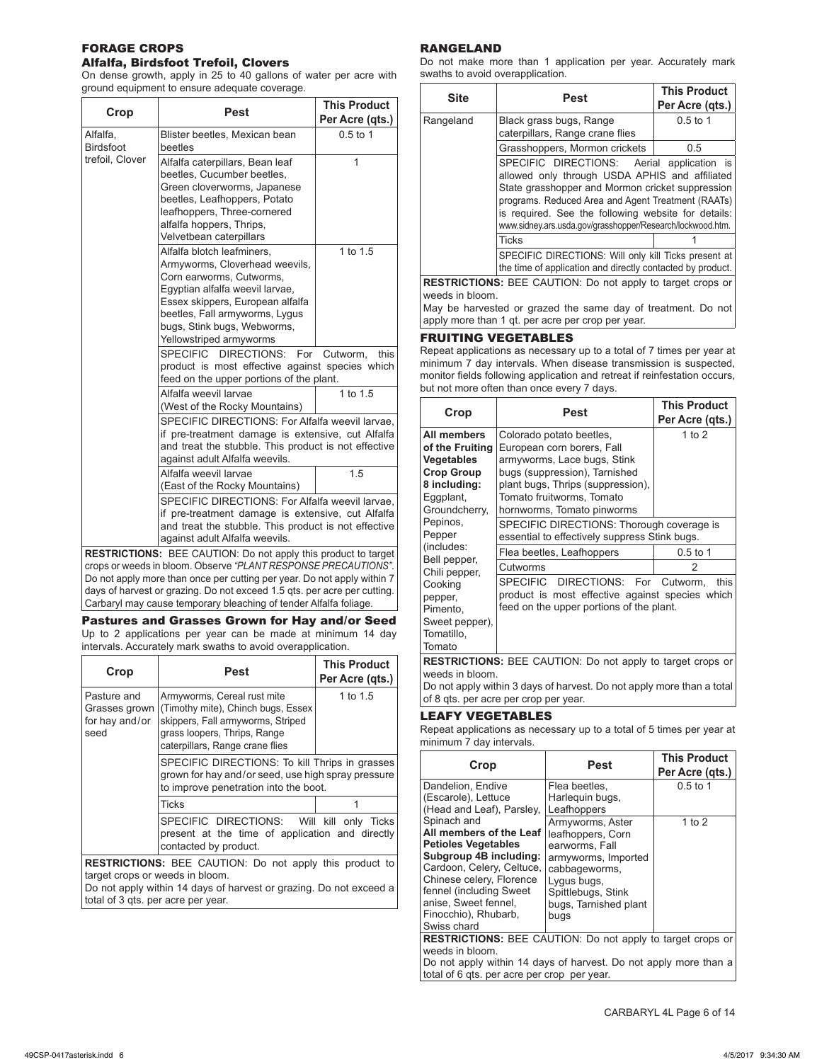## FORAGE CROPS

### Alfalfa, Birdsfoot Trefoil, Clovers

On dense growth, apply in 25 to 40 gallons of water per acre with ground equipment to ensure adequate coverage.

| Crop | Pest | This Product Per Acre (qts.) |
|---|---|---|
| Alfalfa, Birdsfoot trefoil, Clover | Blister beetles, Mexican bean beetles | 0.5 to 1 |
| | Alfalfa caterpillars, Bean leaf beetles, Cucumber beetles, Green cloverworms, Japanese beetles, Leafhoppers, Potato leafhoppers, Three-cornered alfalfa hoppers, Thrips, Velvetbean caterpillars | 1 |
| | Alfalfa blotch leafminers, Armyworms, Cloverhead weevils, Corn earworms, Cutworms, Egyptian alfalfa weevil larvae, Essex skippers, European alfalfa beetles, Fall armyworms, Lygus bugs, Stink bugs, Webworms, Yellowstriped armyworms | 1 to 1.5 |
| | SPECIFIC DIRECTIONS: For Cutworm, this product is most effective against species which feed on the upper portions of the plant. | |
| | Alfalfa weevil larvae (West of the Rocky Mountains) | 1 to 1.5 |
| | SPECIFIC DIRECTIONS: For Alfalfa weevil larvae, if pre-treatment damage is extensive, cut Alfalfa and treat the stubble. This product is not effective against adult Alfalfa weevils. | |
| | Alfalfa weevil larvae (East of the Rocky Mountains) | 1.5 |
| | SPECIFIC DIRECTIONS: For Alfalfa weevil larvae, if pre-treatment damage is extensive, cut Alfalfa and treat the stubble. This product is not effective against adult Alfalfa weevils. | |

**RESTRICTIONS:** BEE CAUTION: Do not apply this product to target crops or weeds in bloom. Observe *"PLANT RESPONSE PRECAUTIONS"*. Do not apply more than once per cutting per year. Do not apply within 7 days of harvest or grazing. Do not exceed 1.5 qts. per acre per cutting. Carbaryl may cause temporary bleaching of tender Alfalfa foliage.

### Pastures and Grasses Grown for Hay and/or Seed

Up to 2 applications per year can be made at minimum 14 day intervals. Accurately mark swaths to avoid overapplication.

| Crop | Pest | This Product Per Acre (qts.) |
|---|---|---|
| Pasture and Grasses grown for hay and/or seed | Armyworms, Cereal rust mite (Timothy mite), Chinch bugs, Essex skippers, Fall armyworms, Striped grass loopers, Thrips, Range caterpillars, Range crane flies | 1 to 1.5 |
| | SPECIFIC DIRECTIONS: To kill Thrips in grasses grown for hay and/or seed, use high spray pressure to improve penetration into the boot. | |
| | Ticks | 1 |
| | SPECIFIC DIRECTIONS: Will kill only Ticks present at the time of application and directly contacted by product. | |

**RESTRICTIONS:** BEE CAUTION: Do not apply this product to target crops or weeds in bloom.
Do not apply within 14 days of harvest or grazing. Do not exceed a total of 3 qts. per acre per year.

## RANGELAND

Do not make more than 1 application per year. Accurately mark swaths to avoid overapplication.

| Site | Pest | This Product Per Acre (qts.) |
|---|---|---|
| Rangeland | Black grass bugs, Range caterpillars, Range crane flies | 0.5 to 1 |
| | Grasshoppers, Mormon crickets | 0.5 |
| | SPECIFIC DIRECTIONS: Aerial application is allowed only through USDA APHIS and affiliated State grasshopper and Mormon cricket suppression programs. Reduced Area and Agent Treatment (RAATs) is required. See the following website for details: www.sidney.ars.usda.gov/grasshopper/Research/lockwood.htm. | |
| | Ticks | 1 |
| | SPECIFIC DIRECTIONS: Will only kill Ticks present at the time of application and directly contacted by product. | |

**RESTRICTIONS:** BEE CAUTION: Do not apply to target crops or weeds in bloom.
May be harvested or grazed the same day of treatment. Do not apply more than 1 qt. per acre per crop per year.

## FRUITING VEGETABLES

Repeat applications as necessary up to a total of 7 times per year at minimum 7 day intervals. When disease transmission is suspected, monitor fields following application and retreat if reinfestation occurs, but not more often than once every 7 days.

| Crop | Pest | This Product Per Acre (qts.) |
|---|---|---|
| **All members of the Fruiting Vegetables Crop Group 8 including:** Eggplant, Groundcherry, Pepinos, Pepper (includes: Bell pepper, Chili pepper, Cooking pepper, Pimento, Sweet pepper), Tomatillo, Tomato | Colorado potato beetles, European corn borers, Fall armyworms, Lace bugs, Stink bugs (suppression), Tarnished plant bugs, Thrips (suppression), Tomato fruitworms, Tomato hornworms, Tomato pinworms | 1 to 2 |
| | SPECIFIC DIRECTIONS: Thorough coverage is essential to effectively suppress Stink bugs. | |
| | Flea beetles, Leafhoppers | 0.5 to 1 |
| | Cutworms | 2 |
| | SPECIFIC DIRECTIONS: For Cutworm, this product is most effective against species which feed on the upper portions of the plant. | |

**RESTRICTIONS:** BEE CAUTION: Do not apply to target crops or weeds in bloom.
Do not apply within 3 days of harvest. Do not apply more than a total of 8 qts. per acre per crop per year.

## LEAFY VEGETABLES

Repeat applications as necessary up to a total of 5 times per year at minimum 7 day intervals.

| Crop | Pest | This Product Per Acre (qts.) |
|---|---|---|
| Dandelion, Endive (Escarole), Lettuce (Head and Leaf), Parsley, Spinach and **All members of the Leaf Petioles Vegetables Subgroup 4B including:** Cardoon, Celery, Celtuce, Chinese celery, Florence fennel (including Sweet anise, Sweet fennel, Finocchio), Rhubarb, Swiss chard | Flea beetles, Harlequin bugs, Leafhoppers | 0.5 to 1 |
| | Armyworms, Aster leafhoppers, Corn earworms, Fall armyworms, Imported cabbageworms, Lygus bugs, Spittlebugs, Stink bugs, Tarnished plant bugs | 1 to 2 |

**RESTRICTIONS:** BEE CAUTION: Do not apply to target crops or weeds in bloom.
Do not apply within 14 days of harvest. Do not apply more than a total of 6 qts. per acre per crop per year.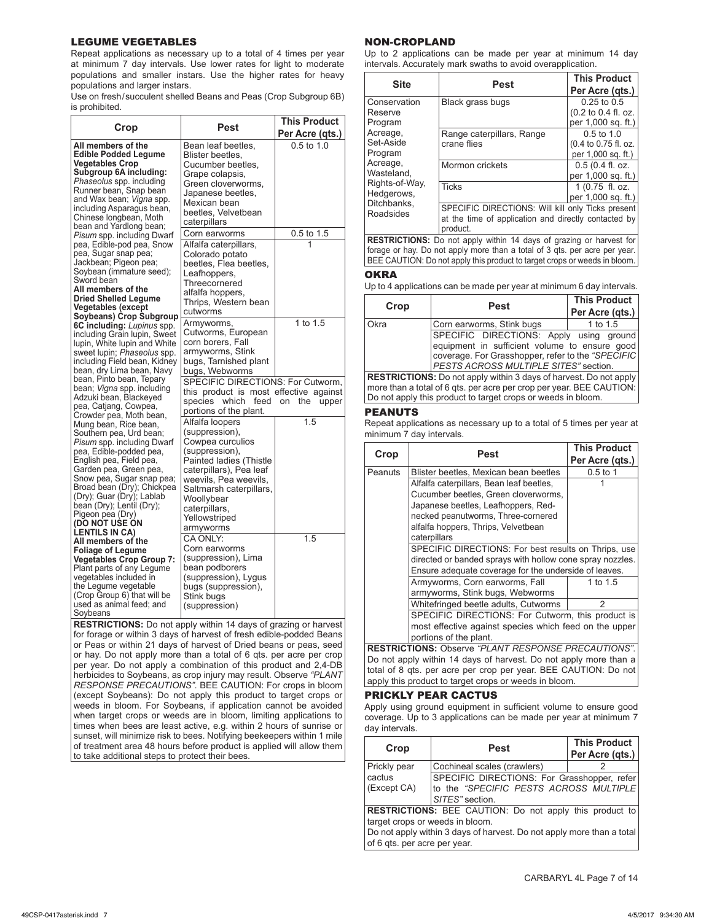## LEGUME VEGETABLES

Repeat applications as necessary up to a total of 4 times per year at minimum 7 day intervals. Use lower rates for light to moderate populations and smaller instars. Use the higher rates for heavy populations and larger instars.

Use on fresh/succulent shelled Beans and Peas (Crop Subgroup 6B) is prohibited.

| Crop | Pest | This Product Per Acre (qts.) |
|---|---|---|
| **All members of the Edible Podded Legume Vegetables Crop Subgroup 6A including:** *Phaseolus* spp. including Runner bean, Snap bean and Wax bean; *Vigna* spp. including Asparagus bean, Chinese longbean, Moth bean and Yardlong bean; *Pisum* spp. including Dwarf pea, Edible-pod pea, Snow pea, Sugar snap pea; Jackbean; Pigeon pea; Soybean (immature seed); Sword bean **All members of the Dried Shelled Legume Vegetables (except Soybeans) Crop Subgroup 6C including:** *Lupinus* spp. including Grain lupin, Sweet lupin, White lupin and White sweet lupin; *Phaseolus* spp. including Field bean, Kidney bean, dry Lima bean, Navy bean, Pinto bean, Tepary bean; *Vigna* spp. including Adzuki bean, Blackeyed pea, Catjang, Cowpea, Crowder pea, Moth bean, Mung bean, Rice bean, Southern pea, Urd bean; *Pisum* spp. including Dwarf pea, Edible-podded pea, English pea, Field pea, Garden pea, Green pea, Snow pea, Sugar snap pea; Broad bean (Dry); Chickpea (Dry); Guar (Dry); Lablab bean (Dry); Lentil (Dry); Pigeon pea (Dry) **(DO NOT USE ON LENTILS IN CA)** **All members of the Foliage of Legume Vegetables Crop Group 7:** Plant parts of any Legume vegetables included in the Legume vegetable (Crop Group 6) that will be used as animal feed; and Soybeans | Bean leaf beetles, Blister beetles, Cucumber beetles, Grape colaspis, Green cloverworms, Japanese beetles, Mexican bean beetles, Velvetbean caterpillars | 0.5 to 1.0 |
| | Corn earworms | 0.5 to 1.5 |
| | Alfalfa caterpillars, Colorado potato beetles, Flea beetles, Leafhoppers, Threecornered alfalfa hoppers, Thrips, Western bean cutworms | 1 |
| | Armyworms, Cutworms, European corn borers, Fall armyworms, Stink bugs, Tarnished plant bugs, Webworms | 1 to 1.5 |
| | SPECIFIC DIRECTIONS: For Cutworm, this product is most effective against species which feed on the upper portions of the plant. | |
| | Alfalfa loopers (suppression), Cowpea curculios (suppression), Painted ladies (Thistle caterpillars), Pea leaf weevils, Pea weevils, Saltmarsh caterpillars, Woollybear caterpillars, Yellowstriped armyworms | 1.5 |
| | CA ONLY: Corn earworms (suppression), Lima bean podborers (suppression), Lygus bugs (suppression), Stink bugs (suppression) | 1.5 |

**RESTRICTIONS:** Do not apply within 14 days of grazing or harvest for forage or within 3 days of harvest of fresh edible-podded Beans or Peas or within 21 days of harvest of Dried beans or peas, seed or hay. Do not apply more than a total of 6 qts. per acre per crop per year. Do not apply a combination of this product and 2,4-DB herbicides to Soybeans, as crop injury may result. Observe *"PLANT RESPONSE PRECAUTIONS"*. BEE CAUTION: For crops in bloom (except Soybeans): Do not apply this product to target crops or weeds in bloom. For Soybeans, if application cannot be avoided when target crops or weeds are in bloom, limiting applications to times when bees are least active, e.g. within 2 hours of sunrise or sunset, will minimize risk to bees. Notifying beekeepers within 1 mile of treatment area 48 hours before product is applied will allow them to take additional steps to protect their bees.

## NON-CROPLAND

Up to 2 applications can be made per year at minimum 14 day intervals. Accurately mark swaths to avoid overapplication.

| Site | Pest | This Product Per Acre (qts.) |
|---|---|---|
| Conservation Reserve Program Acreage, Set-Aside Program Acreage, Wasteland, Rights-of-Way, Hedgerows, Ditchbanks, Roadsides | Black grass bugs | 0.25 to 0.5 (0.2 to 0.4 fl. oz. per 1,000 sq. ft.) |
| | Range caterpillars, Range crane flies | 0.5 to 1.0 (0.4 to 0.75 fl. oz. per 1,000 sq. ft.) |
| | Mormon crickets | 0.5 (0.4 fl. oz. per 1,000 sq. ft.) |
| | Ticks | 1 (0.75 fl. oz. per 1,000 sq. ft.) |
| | SPECIFIC DIRECTIONS: Will kill only Ticks present at the time of application and directly contacted by product. | |

**RESTRICTIONS:** Do not apply within 14 days of grazing or harvest for forage or hay. Do not apply more than a total of 3 qts. per acre per year. BEE CAUTION: Do not apply this product to target crops or weeds in bloom.

## OKRA

Up to 4 applications can be made per year at minimum 6 day intervals.

| Crop | Pest | This Product Per Acre (qts.) |
|---|---|---|
| Okra | Corn earworms, Stink bugs | 1 to 1.5 |
| | SPECIFIC DIRECTIONS: Apply using ground equipment in sufficient volume to ensure good coverage. For Grasshopper, refer to the *"SPECIFIC PESTS ACROSS MULTIPLE SITES"* section. | |

**RESTRICTIONS:** Do not apply within 3 days of harvest. Do not apply more than a total of 6 qts. per acre per crop per year. BEE CAUTION: Do not apply this product to target crops or weeds in bloom.

## PEANUTS

Repeat applications as necessary up to a total of 5 times per year at minimum 7 day intervals.

| Crop | Pest | This Product Per Acre (qts.) |
|---|---|---|
| Peanuts | Blister beetles, Mexican bean beetles | 0.5 to 1 |
| | Alfalfa caterpillars, Bean leaf beetles, Cucumber beetles, Green cloverworms, Japanese beetles, Leafhoppers, Red-necked peanutworms, Three-cornered alfalfa hoppers, Thrips, Velvetbean caterpillars | 1 |
| | SPECIFIC DIRECTIONS: For best results on Thrips, use directed or banded sprays with hollow cone spray nozzles. Ensure adequate coverage for the underside of leaves. | |
| | Armyworms, Corn earworms, Fall armyworms, Stink bugs, Webworms | 1 to 1.5 |
| | Whitefringed beetle adults, Cutworms | 2 |
| | SPECIFIC DIRECTIONS: For Cutworm, this product is most effective against species which feed on the upper portions of the plant. | |

**RESTRICTIONS:** Observe *"PLANT RESPONSE PRECAUTIONS"*. Do not apply within 14 days of harvest. Do not apply more than a total of 8 qts. per acre per crop per year. BEE CAUTION: Do not apply this product to target crops or weeds in bloom.

## PRICKLY PEAR CACTUS

Apply using ground equipment in sufficient volume to ensure good coverage. Up to 3 applications can be made per year at minimum 7 day intervals.

| Crop | Pest | This Product Per Acre (qts.) |
|---|---|---|
| Prickly pear cactus (Except CA) | Cochineal scales (crawlers) | 2 |
| | SPECIFIC DIRECTIONS: For Grasshopper, refer to the *"SPECIFIC PESTS ACROSS MULTIPLE SITES"* section. | |

**RESTRICTIONS:** BEE CAUTION: Do not apply this product to target crops or weeds in bloom.
Do not apply within 3 days of harvest. Do not apply more than a total of 6 qts. per acre per year.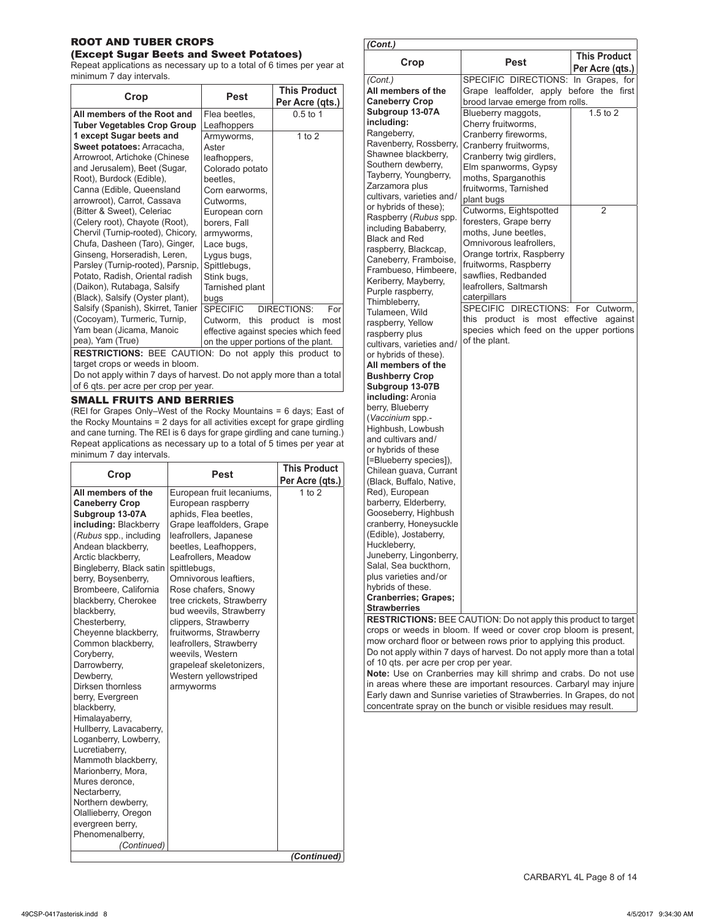## ROOT AND TUBER CROPS

### (Except Sugar Beets and Sweet Potatoes)

Repeat applications as necessary up to a total of 6 times per year at minimum 7 day intervals.

| Crop | Pest | This Product Per Acre (qts.) |
|---|---|---|
| **All members of the Root and Tuber Vegetables Crop Group 1 except Sugar beets and Sweet potatoes:** Arracacha, Arrowroot, Artichoke (Chinese and Jerusalem), Beet (Sugar, Root), Burdock (Edible), Canna (Edible, Queensland arrowroot), Carrot, Cassava (Bitter & Sweet), Celeriac (Celery root), Chayote (Root), Chervil (Turnip-rooted), Chicory, Chufa, Dasheen (Taro), Ginger, Ginseng, Horseradish, Leren, Parsley (Turnip-rooted), Parsnip, Potato, Radish, Oriental radish (Daikon), Rutabaga, Salsify (Black), Salsify (Oyster plant), Salsify (Spanish), Skirret, Tanier (Cocoyam), Turmeric, Turnip, Yam bean (Jicama, Manoic pea), Yam (True) | Flea beetles, Leafhoppers | 0.5 to 1 |
| | Armyworms, Aster leafhoppers, Colorado potato beetles, Corn earworms, Cutworms, European corn borers, Fall armyworms, Lace bugs, Lygus bugs, Spittlebugs, Stink bugs, Tarnished plant bugs | 1 to 2 |
| | SPECIFIC DIRECTIONS: For Cutworm, this product is most effective against species which feed on the upper portions of the plant. | |

**RESTRICTIONS:** BEE CAUTION: Do not apply this product to target crops or weeds in bloom.

Do not apply within 7 days of harvest. Do not apply more than a total of 6 qts. per acre per crop per year.

## SMALL FRUITS AND BERRIES

(REI for Grapes Only–West of the Rocky Mountains = 6 days; East of the Rocky Mountains = 2 days for all activities except for grape girdling and cane turning. The REI is 6 days for grape girdling and cane turning.) Repeat applications as necessary up to a total of 5 times per year at minimum 7 day intervals.

| Crop | Pest | This Product Per Acre (qts.) |
|---|---|---|
| **All members of the Caneberry Crop Subgroup 13-07A including:** Blackberry (*Rubus* spp., including Andean blackberry, Arctic blackberry, Bingleberry, Black satin berry, Boysenberry, Brombeere, California blackberry, Cherokee blackberry, Chesterberry, Cheyenne blackberry, Common blackberry, Coryberry, Darrowberry, Dewberry, Dirksen thornless berry, Evergreen blackberry, Himalayaberry, Hullberry, Lavacaberry, Loganberry, Lowberry, Lucretiaberry, Mammoth blackberry, Marionberry, Mora, Mures deronce, Nectarberry, Northern dewberry, Olallieberry, Oregon evergreen berry, Phenomenalberry, Rangeberry, Ravenberry, Rossberry, Shawnee blackberry, Southern dewberry, Tayberry, Youngberry, Zarzamora plus cultivars, varieties and/or hybrids of these); Raspberry (*Rubus* spp. including Bababerry, Black and Red raspberry, Blackcap, Caneberry, Framboise, Frambueso, Himbeere, Keriberry, Mayberry, Purple raspberry, Thimbleberry, Tulameen, Wild raspberry, Yellow raspberry plus cultivars, varieties and/or hybrids of these). **All members of the Bushberry Crop Subgroup 13-07B including:** Aronia berry, Blueberry (*Vaccinium* spp.- Highbush, Lowbush and cultivars and/or hybrids of these [=Blueberry species]), Chilean guava, Currant (Black, Buffalo, Native, Red), European barberry, Elderberry, Gooseberry, Highbush cranberry, Honeysuckle (Edible), Jostaberry, Huckleberry, Juneberry, Lingonberry, Salal, Sea buckthorn, plus varieties and/or hybrids of these. **Cranberries; Grapes; Strawberries** | European fruit lecaniums, European raspberry aphids, Flea beetles, Grape leaffolders, Grape leafrollers, Japanese beetles, Leafhoppers, Leafrollers, Meadow spittlebugs, Omnivorous leaftiers, Rose chafers, Snowy tree crickets, Strawberry bud weevils, Strawberry clippers, Strawberry fruitworms, Strawberry leafrollers, Strawberry weevils, Western grapeleaf skeletonizers, Western yellowstriped armyworms | 1 to 2 |
| | SPECIFIC DIRECTIONS: In Grapes, for Grape leaffolder, apply before the first brood larvae emerge from rolls. | |
| | Blueberry maggots, Cherry fruitworms, Cranberry fireworms, Cranberry fruitworms, Cranberry twig girdlers, Elm spanworms, Gypsy moths, Sparganothis fruitworms, Tarnished plant bugs | 1.5 to 2 |
| | Cutworms, Eightspotted foresters, Grape berry moths, June beetles, Omnivorous leafrollers, Orange tortrix, Raspberry fruitworms, Raspberry sawflies, Redbanded leafrollers, Saltmarsh caterpillars | 2 |
| | SPECIFIC DIRECTIONS: For Cutworm, this product is most effective against species which feed on the upper portions of the plant. | |

**RESTRICTIONS:** BEE CAUTION: Do not apply this product to target crops or weeds in bloom. If weed or cover crop bloom is present, mow orchard floor or between rows prior to applying this product. Do not apply within 7 days of harvest. Do not apply more than a total of 10 qts. per acre per crop per year.

**Note:** Use on Cranberries may kill shrimp and crabs. Do not use in areas where these are important resources. Carbaryl may injure Early dawn and Sunrise varieties of Strawberries. In Grapes, do not concentrate spray on the bunch or visible residues may result.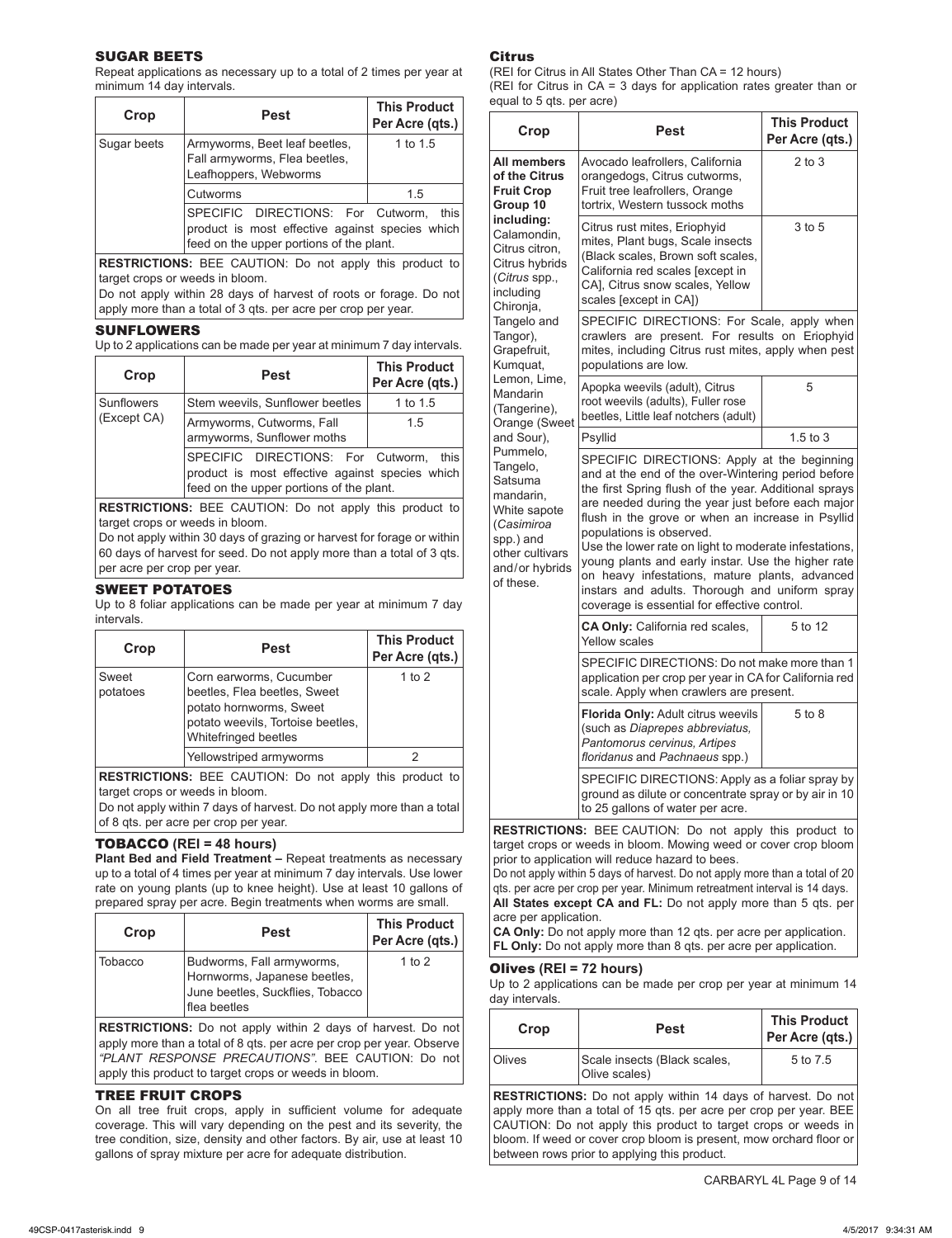## SUGAR BEETS

Repeat applications as necessary up to a total of 2 times per year at minimum 14 day intervals.

| Crop | Pest | This Product Per Acre (qts.) |
|---|---|---|
| Sugar beets | Armyworms, Beet leaf beetles, Fall armyworms, Flea beetles, Leafhoppers, Webworms | 1 to 1.5 |
| | Cutworms | 1.5 |
| | SPECIFIC DIRECTIONS: For Cutworm, this product is most effective against species which feed on the upper portions of the plant. | |
| **RESTRICTIONS:** BEE CAUTION: Do not apply this product to target crops or weeds in bloom. Do not apply within 28 days of harvest of roots or forage. Do not apply more than a total of 3 qts. per acre per crop per year. | | |

## SUNFLOWERS

Up to 2 applications can be made per year at minimum 7 day intervals.

| Crop | Pest | This Product Per Acre (qts.) |
|---|---|---|
| Sunflowers (Except CA) | Stem weevils, Sunflower beetles | 1 to 1.5 |
| | Armyworms, Cutworms, Fall armyworms, Sunflower moths | 1.5 |
| | SPECIFIC DIRECTIONS: For Cutworm, this product is most effective against species which feed on the upper portions of the plant. | |
| **RESTRICTIONS:** BEE CAUTION: Do not apply this product to target crops or weeds in bloom. Do not apply within 30 days of grazing or harvest for forage or within 60 days of harvest for seed. Do not apply more than a total of 3 qts. per acre per crop per year. | | |

## SWEET POTATOES

Up to 8 foliar applications can be made per year at minimum 7 day intervals.

| Crop | Pest | This Product Per Acre (qts.) |
|---|---|---|
| Sweet potatoes | Corn earworms, Cucumber beetles, Flea beetles, Sweet potato hornworms, Sweet potato weevils, Tortoise beetles, Whitefringed beetles | 1 to 2 |
| | Yellowstriped armyworms | 2 |
| **RESTRICTIONS:** BEE CAUTION: Do not apply this product to target crops or weeds in bloom. Do not apply within 7 days of harvest. Do not apply more than a total of 8 qts. per acre per crop per year. | | |

## TOBACCO (REI = 48 hours)

**Plant Bed and Field Treatment –** Repeat treatments as necessary up to a total of 4 times per year at minimum 7 day intervals. Use lower rate on young plants (up to knee height). Use at least 10 gallons of prepared spray per acre. Begin treatments when worms are small.

| Crop | Pest | This Product Per Acre (qts.) |
|---|---|---|
| Tobacco | Budworms, Fall armyworms, Hornworms, Japanese beetles, June beetles, Suckflies, Tobacco flea beetles | 1 to 2 |
| **RESTRICTIONS:** Do not apply within 2 days of harvest. Do not apply more than a total of 8 qts. per acre per crop per year. Observe *"PLANT RESPONSE PRECAUTIONS"*. BEE CAUTION: Do not apply this product to target crops or weeds in bloom. | | |

## TREE FRUIT CROPS

On all tree fruit crops, apply in sufficient volume for adequate coverage. This will vary depending on the pest and its severity, the tree condition, size, density and other factors. By air, use at least 10 gallons of spray mixture per acre for adequate distribution.

### Citrus

(REI for Citrus in All States Other Than CA = 12 hours)
(REI for Citrus in CA = 3 days for application rates greater than or equal to 5 qts. per acre)

| Crop | Pest | This Product Per Acre (qts.) |
|---|---|---|
| **All members of the Citrus Fruit Crop Group 10 including:** Calamondin, Citrus citron, Citrus hybrids (*Citrus* spp., including Chironja, Tangelo and Tangor), Grapefruit, Kumquat, Lemon, Lime, Mandarin (Tangerine), Orange (Sweet and Sour), Pummelo, Tangelo, Satsuma mandarin, White sapote (*Casimiroa* spp.) and other cultivars and/or hybrids of these. | Avocado leafrollers, California orangedogs, Citrus cutworms, Fruit tree leafrollers, Orange tortrix, Western tussock moths | 2 to 3 |
| | Citrus rust mites, Eriophyid mites, Plant bugs, Scale insects (Black scales, Brown soft scales, California red scales [except in CA], Citrus snow scales, Yellow scales [except in CA]) | 3 to 5 |
| | SPECIFIC DIRECTIONS: For Scale, apply when crawlers are present. For results on Eriophyid mites, including Citrus rust mites, apply when pest populations are low. | |
| | Apopka weevils (adult), Citrus root weevils (adults), Fuller rose beetles, Little leaf notchers (adult) | 5 |
| | Psyllid | 1.5 to 3 |
| | SPECIFIC DIRECTIONS: Apply at the beginning and at the end of the over-Wintering period before the first Spring flush of the year. Additional sprays are needed during the year just before each major flush in the grove or when an increase in Psyllid populations is observed. Use the lower rate on light to moderate infestations, young plants and early instar. Use the higher rate on heavy infestations, mature plants, advanced instars and adults. Thorough and uniform spray coverage is essential for effective control. | |
| | **CA Only:** California red scales, Yellow scales | 5 to 12 |
| | SPECIFIC DIRECTIONS: Do not make more than 1 application per crop per year in CA for California red scale. Apply when crawlers are present. | |
| | **Florida Only:** Adult citrus weevils (such as *Diaprepes abbreviatus, Pantomorus cervinus, Artipes floridanus* and *Pachnaeus* spp.) | 5 to 8 |
| | SPECIFIC DIRECTIONS: Apply as a foliar spray by ground as dilute or concentrate spray or by air in 10 to 25 gallons of water per acre. | |
| **RESTRICTIONS:** BEE CAUTION: Do not apply this product to target crops or weeds in bloom. Mowing weed or cover crop bloom prior to application will reduce hazard to bees. Do not apply within 5 days of harvest. Do not apply more than a total of 20 qts. per acre per crop per year. Minimum retreatment interval is 14 days. **All States except CA and FL:** Do not apply more than 5 qts. per acre per application. **CA Only:** Do not apply more than 12 qts. per acre per application. **FL Only:** Do not apply more than 8 qts. per acre per application. | | |

### Olives (REI = 72 hours)

Up to 2 applications can be made per crop per year at minimum 14 day intervals.

| Crop | Pest | This Product Per Acre (qts.) |
|---|---|---|
| Olives | Scale insects (Black scales, Olive scales) | 5 to 7.5 |
| **RESTRICTIONS:** Do not apply within 14 days of harvest. Do not apply more than a total of 15 qts. per acre per crop per year. BEE CAUTION: Do not apply this product to target crops or weeds in bloom. If weed or cover crop bloom is present, mow orchard floor or between rows prior to applying this product. | | |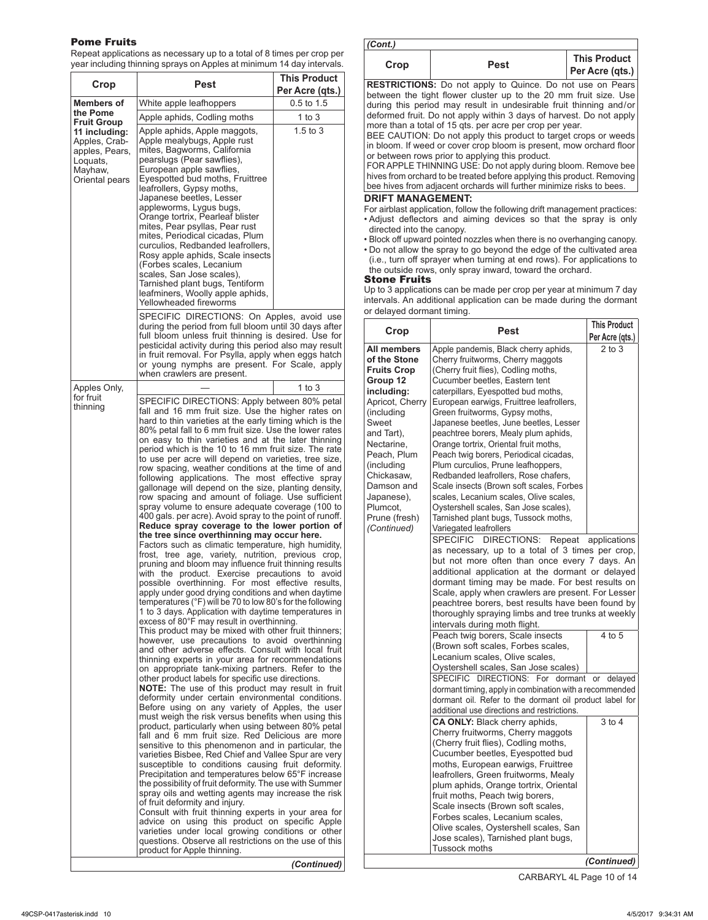## Pome Fruits

Repeat applications as necessary up to a total of 8 times per crop per year including thinning sprays on Apples at minimum 14 day intervals.

| Crop | Pest | This Product Per Acre (qts.) |
|---|---|---|
| **Members of the Pome Fruit Group 11 including:** Apples, Crab-apples, Pears, Loquats, Mayhaw, Oriental pears | White apple leafhoppers | 0.5 to 1.5 |
| | Apple aphids, Codling moths | 1 to 3 |
| | Apple aphids, Apple maggots, Apple mealybugs, Apple rust mites, Bagworms, California pearslugs (Pear sawflies), European apple sawflies, Eyespotted bud moths, Fruittree leafrollers, Gypsy moths, Japanese beetles, Lesser appleworms, Lygus bugs, Orange tortrix, Pearleaf blister mites, Pear psyllas, Pear rust mites, Periodical cicadas, Plum curculios, Redbanded leafrollers, Rosy apple aphids, Scale insects (Forbes scales, Lecanium scales, San Jose scales), Tarnished plant bugs, Tentiform leafminers, Woolly apple aphids, Yellowheaded fireworms | 1.5 to 3 |
| | SPECIFIC DIRECTIONS: On Apples, avoid use during the period from full bloom until 30 days after full bloom unless fruit thinning is desired. Use for pesticidal activity during this period also may result in fruit removal. For Psylla, apply when eggs hatch or young nymphs are present. For Scale, apply when crawlers are present. | |
| Apples Only, for fruit thinning | — | 1 to 3 |
| | SPECIFIC DIRECTIONS: Apply between 80% petal fall and 16 mm fruit size. Use the higher rates on hard to thin varieties at the early timing which is the 80% petal fall to 6 mm fruit size. Use the lower rates on easy to thin varieties and at the later thinning period which is the 10 to 16 mm fruit size. The rate to use per acre will depend on varieties, tree size, row spacing, weather conditions at the time of and following applications. The most effective spray gallonage will depend on the size, planting density, row spacing and amount of foliage. Use sufficient spray volume to ensure adequate coverage (100 to 400 gals. per acre). Avoid spray to the point of runoff. **Reduce spray coverage to the lower portion of the tree since overthinning may occur here.** Factors such as climatic temperature, high humidity, frost, tree age, variety, nutrition, previous crop, pruning and bloom may influence fruit thinning results with the product. Exercise precautions to avoid possible overthinning. For most effective results, apply under good drying conditions and when daytime temperatures (°F) will be 70 to low 80's for the following 1 to 3 days. Application with daytime temperatures in excess of 80°F may result in overthinning. This product may be mixed with other fruit thinners; however, use precautions to avoid overthinning and other adverse effects. Consult with local fruit thinning experts in your area for recommendations on appropriate tank-mixing partners. Refer to the other product labels for specific use directions. **NOTE:** The use of this product may result in fruit deformity under certain environmental conditions. Before using on any variety of Apples, the user must weigh the risk versus benefits when using this product, particularly when using between 80% petal fall and 6 mm fruit size. Red Delicious are more sensitive to this phenomenon and in particular, the varieties Bisbee, Red Chief and Vallee Spur are very susceptible to conditions causing fruit deformity. Precipitation and temperatures below 65°F increase the possibility of fruit deformity. The use with Summer spray oils and wetting agents may increase the risk of fruit deformity and injury. Consult with fruit thinning experts in your area for advice on using this product on specific Apple varieties under local growing conditions or other questions. Observe all restrictions on the use of this product for Apple thinning. | |
| ***(Continued)*** | | |

***(Cont.)***

| Crop | Pest | This Product Per Acre (qts.) |
|---|---|---|
| **RESTRICTIONS:** Do not apply to Quince. Do not use on Pears between the tight flower cluster up to the 20 mm fruit size. Use during this period may result in undesirable fruit thinning and/or deformed fruit. Do not apply within 3 days of harvest. Do not apply more than a total of 15 qts. per acre per crop per year. BEE CAUTION: Do not apply this product to target crops or weeds in bloom. If weed or cover crop bloom is present, mow orchard floor or between rows prior to applying this product. FOR APPLE THINNING USE: Do not apply during bloom. Remove bee hives from orchard to be treated before applying this product. Removing bee hives from adjacent orchards will further minimize risks to bees. | | |

**DRIFT MANAGEMENT:**

For airblast application, follow the following drift management practices:

- Adjust deflectors and aiming devices so that the spray is only directed into the canopy.
- Block off upward pointed nozzles when there is no overhanging canopy.
- Do not allow the spray to go beyond the edge of the cultivated area (i.e., turn off sprayer when turning at end rows). For applications to the outside rows, only spray inward, toward the orchard.

## Stone Fruits

Up to 3 applications can be made per crop per year at minimum 7 day intervals. An additional application can be made during the dormant or delayed dormant timing.

| Crop | Pest | This Product Per Acre (qts.) |
|---|---|---|
| **All members of the Stone Fruits Crop Group 12 including:** Apricot, Cherry (including Sweet and Tart), Nectarine, Peach, Plum (including Chickasaw, Damson and Japanese), Plumcot, Prune (fresh) *(Continued)* | Apple pandemis, Black cherry aphids, Cherry fruitworms, Cherry maggots (Cherry fruit flies), Codling moths, Cucumber beetles, Eastern tent caterpillars, Eyespotted bud moths, European earwigs, Fruittree leafrollers, Green fruitworms, Gypsy moths, Japanese beetles, June beetles, Lesser peachtree borers, Mealy plum aphids, Orange tortrix, Oriental fruit moths, Peach twig borers, Periodical cicadas, Plum curculios, Prune leafhoppers, Redbanded leafrollers, Rose chafers, Scale insects (Brown soft scales, Forbes scales, Lecanium scales, Olive scales, Oystershell scales, San Jose scales), Tarnished plant bugs, Tussock moths, Variegated leafrollers | 2 to 3 |
| | SPECIFIC DIRECTIONS: Repeat applications as necessary, up to a total of 3 times per crop, but not more often than once every 7 days. An additional application at the dormant or delayed dormant timing may be made. For best results on Scale, apply when crawlers are present. For Lesser peachtree borers, best results have been found by thoroughly spraying limbs and tree trunks at weekly intervals during moth flight. | |
| | Peach twig borers, Scale insects (Brown soft scales, Forbes scales, Lecanium scales, Olive scales, Oystershell scales, San Jose scales) | 4 to 5 |
| | SPECIFIC DIRECTIONS: For dormant or delayed dormant timing, apply in combination with a recommended dormant oil. Refer to the dormant oil product label for additional use directions and restrictions. | |
| | **CA ONLY:** Black cherry aphids, Cherry fruitworms, Cherry maggots (Cherry fruit flies), Codling moths, Cucumber beetles, Eyespotted bud moths, European earwigs, Fruittree leafrollers, Green fruitworms, Mealy plum aphids, Orange tortrix, Oriental fruit moths, Peach twig borers, Scale insects (Brown soft scales, Forbes scales, Lecanium scales, Olive scales, Oystershell scales, San Jose scales), Tarnished plant bugs, Tussock moths | 3 to 4 |
| ***(Continued)*** | | |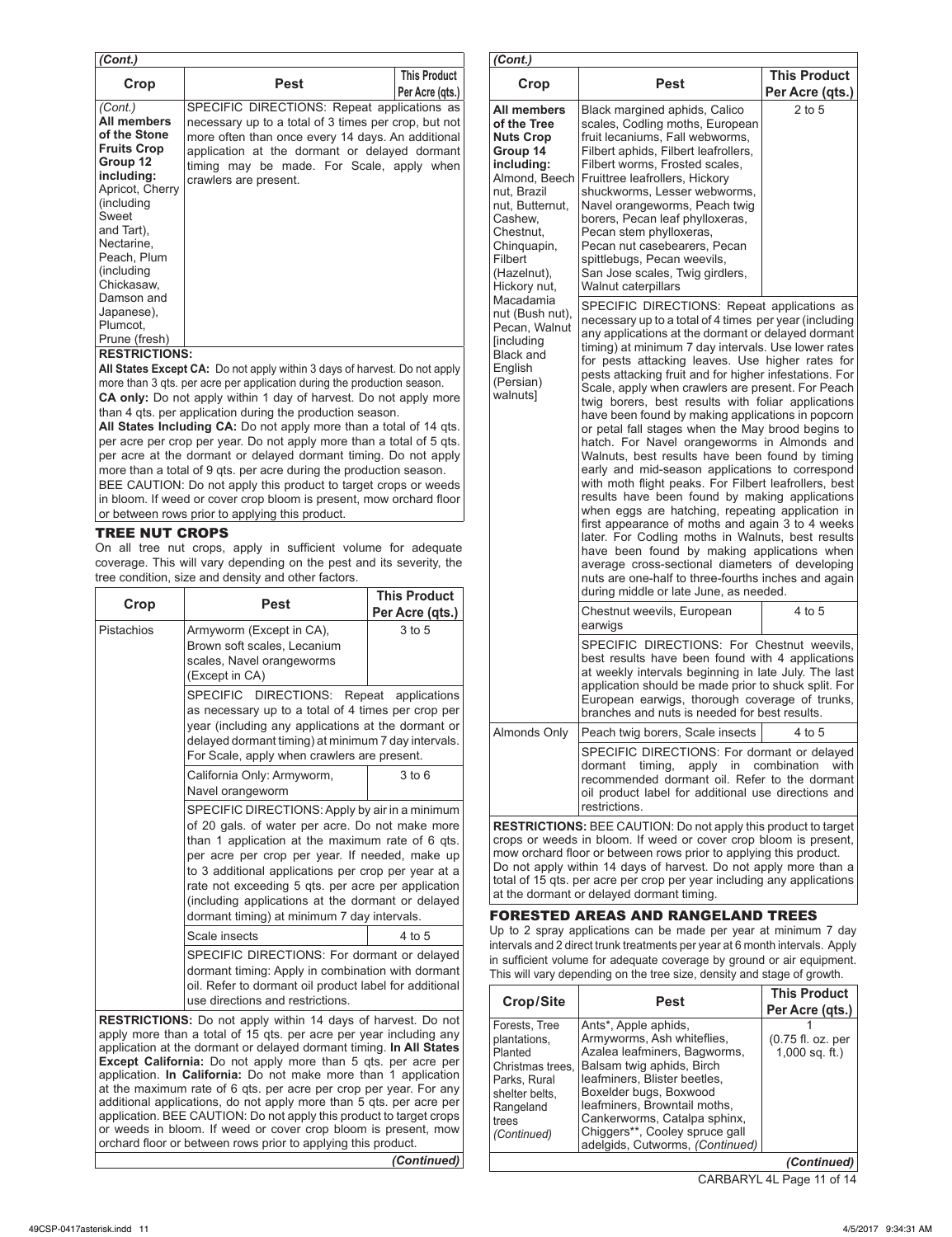*(Cont.)*

| Crop | Pest | This Product Per Acre (qts.) |
|---|---|---|
| *(Cont.)* **All members of the Stone Fruits Crop Group 12 including:** Apricot, Cherry (including Sweet and Tart), Nectarine, Peach, Plum (including Chickasaw, Damson and Japanese), Plumcot, Prune (fresh) | SPECIFIC DIRECTIONS: Repeat applications as necessary up to a total of 3 times per crop, but not more often than once every 14 days. An additional application at the dormant or delayed dormant timing may be made. For Scale, apply when crawlers are present. | |

**RESTRICTIONS:**

**All States Except CA:** Do not apply within 3 days of harvest. Do not apply more than 3 qts. per acre per application during the production season.

**CA only:** Do not apply within 1 day of harvest. Do not apply more than 4 qts. per application during the production season.

**All States Including CA:** Do not apply more than a total of 14 qts. per acre per crop per year. Do not apply more than a total of 5 qts. per acre at the dormant or delayed dormant timing. Do not apply more than a total of 9 qts. per acre during the production season.

BEE CAUTION: Do not apply this product to target crops or weeds in bloom. If weed or cover crop bloom is present, mow orchard floor or between rows prior to applying this product.

## TREE NUT CROPS

On all tree nut crops, apply in sufficient volume for adequate coverage. This will vary depending on the pest and its severity, the tree condition, size and density and other factors.

| Crop | Pest | This Product Per Acre (qts.) |
|---|---|---|
| Pistachios | Armyworm (Except in CA), Brown soft scales, Lecanium scales, Navel orangeworms (Except in CA) | 3 to 5 |
| | SPECIFIC DIRECTIONS: Repeat applications as necessary up to a total of 4 times per crop per year (including any applications at the dormant or delayed dormant timing) at minimum 7 day intervals. For Scale, apply when crawlers are present. | |
| | California Only: Armyworm, Navel orangeworm | 3 to 6 |
| | SPECIFIC DIRECTIONS: Apply by air in a minimum of 20 gals. of water per acre. Do not make more than 1 application at the maximum rate of 6 qts. per acre per crop per year. If needed, make up to 3 additional applications per crop per year at a rate not exceeding 5 qts. per acre per application (including applications at the dormant or delayed dormant timing) at minimum 7 day intervals. | |
| | Scale insects | 4 to 5 |
| | SPECIFIC DIRECTIONS: For dormant or delayed dormant timing: Apply in combination with dormant oil. Refer to dormant oil product label for additional use directions and restrictions. | |

**RESTRICTIONS:** Do not apply within 14 days of harvest. Do not apply more than a total of 15 qts. per acre per year including any application at the dormant or delayed dormant timing. **In All States Except California:** Do not apply more than 5 qts. per acre per application. **In California:** Do not make more than 1 application at the maximum rate of 6 qts. per acre per crop per year. For any additional applications, do not apply more than 5 qts. per acre per application. BEE CAUTION: Do not apply this product to target crops or weeds in bloom. If weed or cover crop bloom is present, mow orchard floor or between rows prior to applying this product.

*(Continued)*

*(Cont.)*

| Crop | Pest | This Product Per Acre (qts.) |
|---|---|---|
| **All members of the Tree Nuts Crop Group 14 including:** Almond, Beech nut, Brazil nut, Butternut, Cashew, Chestnut, Chinquapin, Filbert (Hazelnut), Hickory nut, Macadamia nut (Bush nut), Pecan, Walnut [including Black and English (Persian) walnuts] | Black margined aphids, Calico scales, Codling moths, European fruit lecaniums, Fall webworms, Filbert aphids, Filbert leafrollers, Filbert worms, Frosted scales, Fruittree leafrollers, Hickory shuckworms, Lesser webworms, Navel orangeworms, Peach twig borers, Pecan leaf phylloxeras, Pecan stem phylloxeras, Pecan nut casebearers, Pecan spittlebugs, Pecan weevils, San Jose scales, Twig girdlers, Walnut caterpillars | 2 to 5 |
| | SPECIFIC DIRECTIONS: Repeat applications as necessary up to a total of 4 times per year (including any applications at the dormant or delayed dormant timing) at minimum 7 day intervals. Use lower rates for pests attacking leaves. Use higher rates for pests attacking fruit and for higher infestations. For Scale, apply when crawlers are present. For Peach twig borers, best results with foliar applications have been found by making applications in popcorn or petal fall stages when the May brood begins to hatch. For Navel orangeworms in Almonds and Walnuts, best results have been found by timing early and mid-season applications to correspond with moth flight peaks. For Filbert leafrollers, best results have been found by making applications when eggs are hatching, repeating application in first appearance of moths and again 3 to 4 weeks later. For Codling moths in Walnuts, best results have been found by making applications when average cross-sectional diameters of developing nuts are one-half to three-fourths inches and again during middle or late June, as needed. | |
| | Chestnut weevils, European earwigs | 4 to 5 |
| | SPECIFIC DIRECTIONS: For Chestnut weevils, best results have been found with 4 applications at weekly intervals beginning in late July. The last application should be made prior to shuck split. For European earwigs, thorough coverage of trunks, branches and nuts is needed for best results. | |
| Almonds Only | Peach twig borers, Scale insects | 4 to 5 |
| | SPECIFIC DIRECTIONS: For dormant or delayed dormant timing, apply in combination with recommended dormant oil. Refer to the dormant oil product label for additional use directions and restrictions. | |

**RESTRICTIONS:** BEE CAUTION: Do not apply this product to target crops or weeds in bloom. If weed or cover crop bloom is present, mow orchard floor or between rows prior to applying this product. Do not apply within 14 days of harvest. Do not apply more than a total of 15 qts. per acre per crop per year including any applications at the dormant or delayed dormant timing.

## FORESTED AREAS AND RANGELAND TREES

Up to 2 spray applications can be made per year at minimum 7 day intervals and 2 direct trunk treatments per year at 6 month intervals. Apply in sufficient volume for adequate coverage by ground or air equipment. This will vary depending on the tree size, density and stage of growth.

| Crop/Site | Pest | This Product Per Acre (qts.) |
|---|---|---|
| Forests, Tree plantations, Planted Christmas trees, Parks, Rural shelter belts, Rangeland trees *(Continued)* | Ants*, Apple aphids, Armyworms, Ash whiteflies, Azalea leafminers, Bagworms, Balsam twig aphids, Birch leafminers, Blister beetles, Boxelder bugs, Boxwood leafminers, Browntail moths, Cankerworms, Catalpa sphinx, Chiggers**, Cooley spruce gall adelgids, Cutworms, *(Continued)* | 1 (0.75 fl. oz. per 1,000 sq. ft.) |

*(Continued)*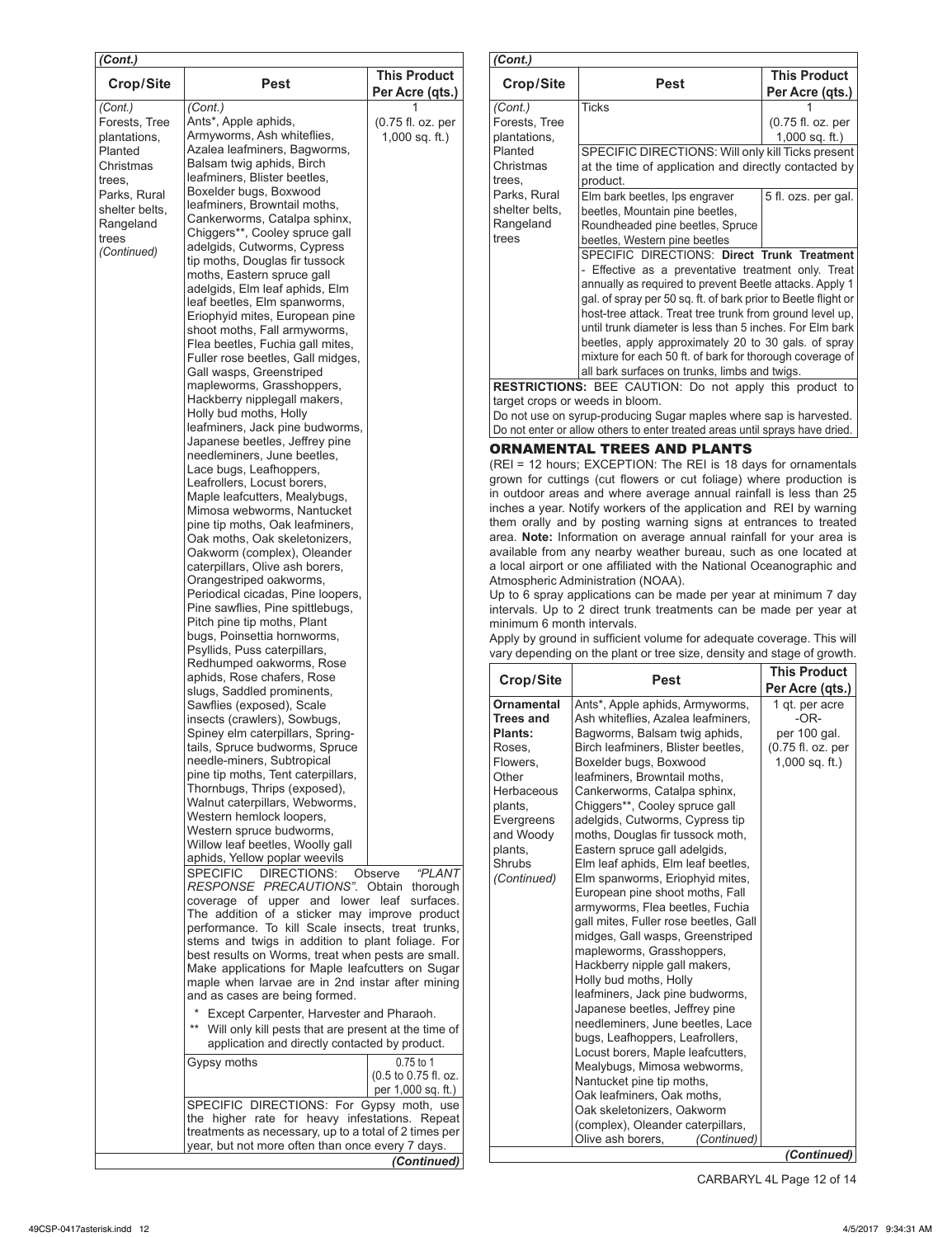*(Cont.)*

| Crop/Site | Pest | This Product Per Acre (qts.) |
|---|---|---|
| *(Cont.)* Forests, Tree plantations, Planted Christmas trees, Parks, Rural shelter belts, Rangeland trees *(Continued)* | *(Cont.)* Ants*, Apple aphids, Armyworms, Ash whiteflies, Azalea leafminers, Bagworms, Balsam twig aphids, Birch leafminers, Blister beetles, Boxelder bugs, Boxwood leafminers, Browntail moths, Cankerworms, Catalpa sphinx, Chiggers**, Cooley spruce gall adelgids, Cutworms, Cypress tip moths, Douglas fir tussock moths, Eastern spruce gall adelgids, Elm leaf aphids, Elm leaf beetles, Elm spanworms, Eriophyid mites, European pine shoot moths, Fall armyworms, Flea beetles, Fuchia gall mites, Fuller rose beetles, Gall midges, Gall wasps, Greenstriped mapleworms, Grasshoppers, Hackberry nipplegall makers, Holly bud moths, Holly leafminers, Jack pine budworms, Japanese beetles, Jeffrey pine needleminers, June beetles, Lace bugs, Leafhoppers, Leafrollers, Locust borers, Maple leafcutters, Mealybugs, Mimosa webworms, Nantucket pine tip moths, Oak leafminers, Oak moths, Oak skeletonizers, Oakworm (complex), Oleander caterpillars, Olive ash borers, Orangestriped oakworms, Periodical cicadas, Pine loopers, Pine sawflies, Pine spittlebugs, Pitch pine tip moths, Plant bugs, Poinsettia hornworms, Psyllids, Puss caterpillars, Redhumped oakworms, Rose aphids, Rose chafers, Rose slugs, Saddled prominents, Sawflies (exposed), Scale insects (crawlers), Sowbugs, Spiney elm caterpillars, Spring-tails, Spruce budworms, Spruce needle-miners, Subtropical pine tip moths, Tent caterpillars, Thornbugs, Thrips (exposed), Walnut caterpillars, Webworms, Western hemlock loopers, Western spruce budworms, Willow leaf beetles, Woolly gall aphids, Yellow poplar weevils | 1 (0.75 fl. oz. per 1,000 sq. ft.) |
| | SPECIFIC DIRECTIONS: Observe *"PLANT RESPONSE PRECAUTIONS"*. Obtain thorough coverage of upper and lower leaf surfaces. The addition of a sticker may improve product performance. To kill Scale insects, treat trunks, stems and twigs in addition to plant foliage. For best results on Worms, treat when pests are small. Make applications for Maple leafcutters on Sugar maple when larvae are in 2nd instar after mining and as cases are being formed. <br> * Except Carpenter, Harvester and Pharaoh. <br> ** Will only kill pests that are present at the time of application and directly contacted by product. | |
| | Gypsy moths | 0.75 to 1 (0.5 to 0.75 fl. oz. per 1,000 sq. ft.) |
| | SPECIFIC DIRECTIONS: For Gypsy moth, use the higher rate for heavy infestations. Repeat treatments as necessary, up to a total of 2 times per year, but not more often than once every 7 days. | |
| | | *(Continued)* |

*(Cont.)*

| Crop/Site | Pest | This Product Per Acre (qts.) |
|---|---|---|
| *(Cont.)* Forests, Tree plantations, Planted Christmas trees, Parks, Rural shelter belts, Rangeland trees | Ticks | 1 (0.75 fl. oz. per 1,000 sq. ft.) |
| | SPECIFIC DIRECTIONS: Will only kill Ticks present at the time of application and directly contacted by product. | |
| | Elm bark beetles, Ips engraver beetles, Mountain pine beetles, Roundheaded pine beetles, Spruce beetles, Western pine beetles | 5 fl. ozs. per gal. |
| | SPECIFIC DIRECTIONS: **Direct Trunk Treatment** - Effective as a preventative treatment only. Treat annually as required to prevent Beetle attacks. Apply 1 gal. of spray per 50 sq. ft. of bark prior to Beetle flight or host-tree attack. Treat tree trunk from ground level up, until trunk diameter is less than 5 inches. For Elm bark beetles, apply approximately 20 to 30 gals. of spray mixture for each 50 ft. of bark for thorough coverage of all bark surfaces on trunks, limbs and twigs. | |

**RESTRICTIONS:** BEE CAUTION: Do not apply this product to target crops or weeds in bloom.

Do not use on syrup-producing Sugar maples where sap is harvested.

Do not enter or allow others to enter treated areas until sprays have dried.

## ORNAMENTAL TREES AND PLANTS

(REI = 12 hours; EXCEPTION: The REI is 18 days for ornamentals grown for cuttings (cut flowers or cut foliage) where production is in outdoor areas and where average annual rainfall is less than 25 inches a year. Notify workers of the application and REI by warning them orally and by posting warning signs at entrances to treated area. **Note:** Information on average annual rainfall for your area is available from any nearby weather bureau, such as one located at a local airport or one affiliated with the National Oceanographic and Atmospheric Administration (NOAA).

Up to 6 spray applications can be made per year at minimum 7 day intervals. Up to 2 direct trunk treatments can be made per year at minimum 6 month intervals.

Apply by ground in sufficient volume for adequate coverage. This will vary depending on the plant or tree size, density and stage of growth.

| Crop/Site | Pest | This Product Per Acre (qts.) |
|---|---|---|
| **Ornamental Trees and Plants:** Roses, Flowers, Other Herbaceous plants, Evergreens and Woody plants, Shrubs *(Continued)* | Ants*, Apple aphids, Armyworms, Ash whiteflies, Azalea leafminers, Bagworms, Balsam twig aphids, Birch leafminers, Blister beetles, Boxelder bugs, Boxwood leafminers, Browntail moths, Cankerworms, Catalpa sphinx, Chiggers**, Cooley spruce gall adelgids, Cutworms, Cypress tip moths, Douglas fir tussock moth, Eastern spruce gall adelgids, Elm leaf aphids, Elm leaf beetles, Elm spanworms, Eriophyid mites, European pine shoot moths, Fall armyworms, Flea beetles, Fuchia gall mites, Fuller rose beetles, Gall midges, Gall wasps, Greenstriped mapleworms, Grasshoppers, Hackberry nipple gall makers, Holly bud moths, Holly leafminers, Jack pine budworms, Japanese beetles, Jeffrey pine needleminers, June beetles, Lace bugs, Leafhoppers, Leafrollers, Locust borers, Maple leafcutters, Mealybugs, Mimosa webworms, Nantucket pine tip moths, Oak leafminers, Oak moths, Oak skeletonizers, Oakworm (complex), Oleander caterpillars, Olive ash borers, *(Continued)* | 1 qt. per acre -OR- per 100 gal. (0.75 fl. oz. per 1,000 sq. ft.) |
| | | *(Continued)* |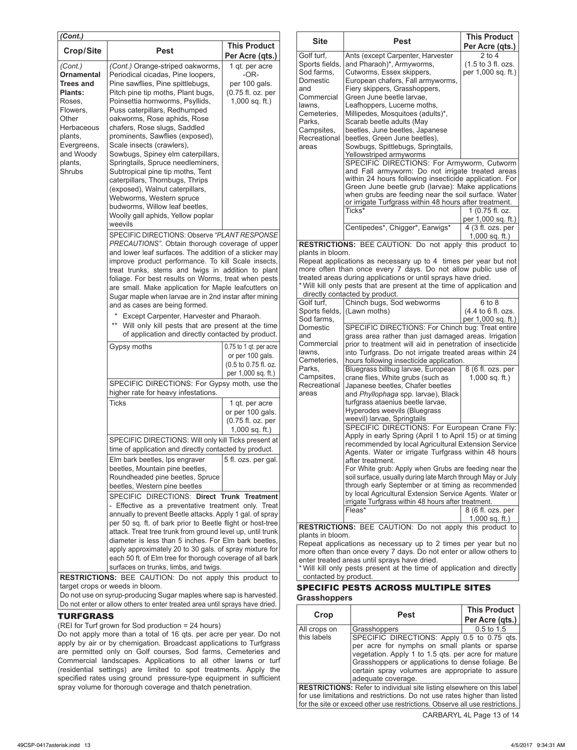*(Cont.)*

| Crop/Site | Pest | This Product Per Acre (qts.) |
|---|---|---|
| *(Cont.)* **Ornamental Trees and Plants:** Roses, Flowers, Other Herbaceous plants, Evergreens, and Woody plants, Shrubs | *(Cont.)* Orange-striped oakworms, Periodical cicadas, Pine loopers, Pine sawflies, Pine spittlebugs, Pitch pine tip moths, Plant bugs, Poinsettia hornworms, Psyllids, Puss caterpillars, Redhumped oakworms, Rose aphids, Rose chafers, Rose slugs, Saddled prominents, Sawflies (exposed), Scale insects (crawlers), Sowbugs, Spiney elm caterpillars, Springtails, Spruce needleminers, Subtropical pine tip moths, Tent caterpillars, Thornbugs, Thrips (exposed), Walnut caterpillars, Webworms, Western spruce budworms, Willow leaf beetles, Woolly gall aphids, Yellow poplar weevils | 1 qt. per acre -OR- per 100 gals. (0.75 fl. oz. per 1,000 sq. ft.) |
| | SPECIFIC DIRECTIONS: Observe *"PLANT RESPONSE PRECAUTIONS"*. Obtain thorough coverage of upper and lower leaf surfaces. The addition of a sticker may improve product performance. To kill Scale insects, treat trunks, stems and twigs in addition to plant foliage. For best results on Worms, treat when pests are small. Make application for Maple leafcutters on Sugar maple when larvae are in 2nd instar after mining and as cases are being formed.<br>* Except Carpenter, Harvester and Pharaoh.<br>** Will only kill pests that are present at the time of application and directly contacted by product. | |
| | Gypsy moths | 0.75 to 1 qt. per acre or per 100 gals. (0.5 to 0.75 fl. oz. per 1,000 sq. ft.) |
| | SPECIFIC DIRECTIONS: For Gypsy moth, use the higher rate for heavy infestations. | |
| | Ticks | 1 qt. per acre or per 100 gals. (0.75 fl. oz. per 1,000 sq. ft.) |
| | SPECIFIC DIRECTIONS: Will only kill Ticks present at time of application and directly contacted by product. | |
| | Elm bark beetles, Ips engraver beetles, Mountain pine beetles, Roundheaded pine beetles, Spruce beetles, Western pine beetles | 5 fl. ozs. per gal. |
| | SPECIFIC DIRECTIONS: **Direct Trunk Treatment** - Effective as a preventative treatment only. Treat annually to prevent Beetle attacks. Apply 1 gal. of spray per 50 sq. ft. of bark prior to Beetle flight or host-tree attack. Treat tree trunk from ground level up, until trunk diameter is less than 5 inches. For Elm bark beetles, apply approximately 20 to 30 gals. of spray mixture for each 50 ft. of Elm tree for thorough coverage of all bark surfaces on trunks, limbs, and twigs. | |

**RESTRICTIONS:** BEE CAUTION: Do not apply this product to target crops or weeds in bloom.
Do not use on syrup-producing Sugar maples where sap is harvested.
Do not enter or allow others to enter treated area until sprays have dried.

## TURFGRASS

(REI for Turf grown for Sod production = 24 hours)

Do not apply more than a total of 16 qts. per acre per year. Do not apply by air or by chemigation. Broadcast applications to Turfgrass are permitted only on Golf courses, Sod farms, Cemeteries and Commercial landscapes. Applications to all other lawns or turf (residential settings) are limited to spot treatments. Apply the specified rates using ground pressure-type equipment in sufficient spray volume for thorough coverage and thatch penetration.

| Site | Pest | This Product Per Acre (qts.) |
|---|---|---|
| Golf turf, Sports fields, Sod farms, Domestic and Commercial lawns, Cemeteries, Parks, Campsites, Recreational areas | Ants (except Carpenter, Harvester and Pharaoh)*, Armyworms, Cutworms, Essex skippers, European chafers, Fall armyworms, Fiery skippers, Grasshoppers, Green June beetle larvae, Leafhoppers, Lucerne moths, Millipedes, Mosquitoes (adults)*, Scarab beetle adults (May beetles, June beetles, Japanese beetles, Green June beetles), Sowbugs, Spittlebugs, Springtails, Yellowstriped armyworms | 2 to 4 (1.5 to 3 fl. ozs. per 1,000 sq. ft.) |
| | SPECIFIC DIRECTIONS: For Armyworm, Cutworm and Fall armyworm: Do not irrigate treated areas within 24 hours following insecticide application. For Green June beetle grub (larvae): Make applications when grubs are feeding near the soil surface. Water or irrigate Turfgrass within 48 hours after treatment. | |
| | Ticks* | 1 (0.75 fl. oz. per 1,000 sq. ft.) |
| | Centipedes*, Chigger*, Earwigs* | 4 (3 fl. ozs. per 1,000 sq. ft.) |
| **RESTRICTIONS:** BEE CAUTION: Do not apply this product to plants in bloom.<br>Repeat applications as necessary up to 4 times per year but not more often than once every 7 days. Do not allow public use of treated areas during applications or until sprays have dried.<br>* Will kill only pests that are present at the time of application and directly contacted by product. | | |
| Golf turf, Sports fields, Sod farms, Domestic and Commercial lawns, Cemeteries, Parks, Campsites, Recreational areas | Chinch bugs, Sod webworms (Lawn moths) | 6 to 8 (4.4 to 6 fl. ozs. per 1,000 sq. ft.) |
| | SPECIFIC DIRECTIONS: For Chinch bug: Treat entire grass area rather than just damaged areas. Irrigation prior to treatment will aid in penetration of insecticide into Turfgrass. Do not irrigate treated areas within 24 hours following insecticide application. | |
| | Bluegrass billbug larvae, European crane flies, White grubs (such as Japanese beetles, Chafer beetles and *Phyllophaga* spp. larvae), Black turfgrass ataenius beetle larvae, Hyperodes weevils (Bluegrass weevil) larvae, Springtails | 8 (6 fl. ozs. per 1,000 sq. ft.) |
| | SPECIFIC DIRECTIONS: For European Crane Fly: Apply in early Spring (April 1 to April 15) or at timing recommended by local Agricultural Extension Service Agents. Water or irrigate Turfgrass within 48 hours after treatment.<br>For White grub: Apply when Grubs are feeding near the soil surface, usually during late March through May or July through early September or at timing as recommended by local Agricultural Extension Service Agents. Water or irrigate Turfgrass within 48 hours after treatment. | |
| | Fleas* | 8 (6 fl. ozs. per 1,000 sq. ft.) |
| **RESTRICTIONS:** BEE CAUTION: Do not apply this product to plants in bloom.<br>Repeat applications as necessary up to 2 times per year but no more often than once every 7 days. Do not enter or allow others to enter treated areas until sprays have dried.<br>* Will kill only pests present at the time of application and directly contacted by product. | | |

## SPECIFIC PESTS ACROSS MULTIPLE SITES

**Grasshoppers**

| Crop | Pest | This Product Per Acre (qts.) |
|---|---|---|
| All crops on this labels | Grasshoppers | 0.5 to 1.5 |
| | SPECIFIC DIRECTIONS: Apply 0.5 to 0.75 qts. per acre for nymphs on small plants or sparse vegetation. Apply 1 to 1.5 qts. per acre for mature Grasshoppers or applications to dense foliage. Be certain spray volumes are appropriate to assure adequate coverage. | |
| **RESTRICTIONS:** Refer to individual site listing elsewhere on this label for use limitations and restrictions. Do not use rates higher than listed for the site or exceed other use restrictions. Observe all use restrictions. | | |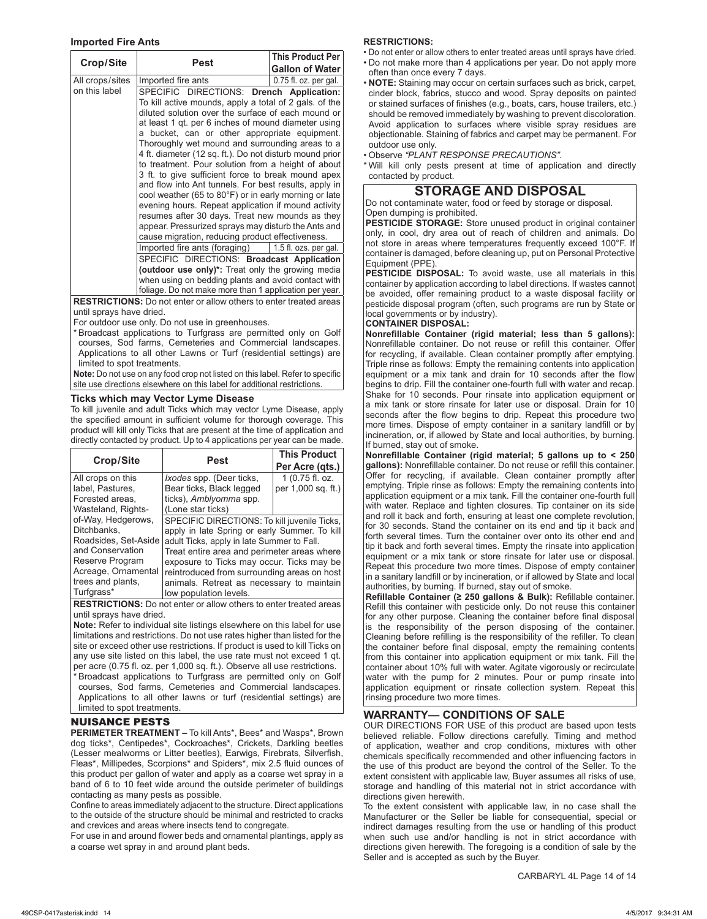**Imported Fire Ants**

| Crop/Site | Pest | This Product Per Gallon of Water |
|---|---|---|
| All crops/sites on this label | Imported fire ants | 0.75 fl. oz. per gal. |
| | SPECIFIC DIRECTIONS: **Drench Application:** To kill active mounds, apply a total of 2 gals. of the diluted solution over the surface of each mound or at least 1 qt. per 6 inches of mound diameter using a bucket, can or other appropriate equipment. Thoroughly wet mound and surrounding areas to a 4 ft. diameter (12 sq. ft.). Do not disturb mound prior to treatment. Pour solution from a height of about 3 ft. to give sufficient force to break mound apex and flow into Ant tunnels. For best results, apply in cool weather (65 to 80°F) or in early morning or late evening hours. Repeat application if mound activity resumes after 30 days. Treat new mounds as they appear. Pressurized sprays may disturb the Ants and cause migration, reducing product effectiveness. | |
| | Imported fire ants (foraging) | 1.5 fl. ozs. per gal. |
| | SPECIFIC DIRECTIONS: **Broadcast Application (outdoor use only)*:** Treat only the growing media when using on bedding plants and avoid contact with foliage. Do not make more than 1 application per year. | |

**RESTRICTIONS:** Do not enter or allow others to enter treated areas until sprays have dried.

For outdoor use only. Do not use in greenhouses.

* Broadcast applications to Turfgrass are permitted only on Golf courses, Sod farms, Cemeteries and Commercial landscapes. Applications to all other Lawns or Turf (residential settings) are limited to spot treatments.

**Note:** Do not use on any food crop not listed on this label. Refer to specific site use directions elsewhere on this label for additional restrictions.

**Ticks which may Vector Lyme Disease**

To kill juvenile and adult Ticks which may vector Lyme Disease, apply the specified amount in sufficient volume for thorough coverage. This product will kill only Ticks that are present at the time of application and directly contacted by product. Up to 4 applications per year can be made.

| Crop/Site | Pest | This Product Per Acre (qts.) |
|---|---|---|
| All crops on this label, Pastures, Forested areas, Wasteland, Rights-of-Way, Hedgerows, Ditchbanks, Roadsides, Set-Aside and Conservation Reserve Program Acreage, Ornamental trees and plants, Turfgrass* | *Ixodes* spp. (Deer ticks, Bear ticks, Black legged ticks), *Amblyomma* spp. (Lone star ticks) | 1 (0.75 fl. oz. per 1,000 sq. ft.) |
| | SPECIFIC DIRECTIONS: To kill juvenile Ticks, apply in late Spring or early Summer. To kill adult Ticks, apply in late Summer to Fall. Treat entire area and perimeter areas where exposure to Ticks may occur. Ticks may be reintroduced from surrounding areas on host animals. Retreat as necessary to maintain low population levels. | |

**RESTRICTIONS:** Do not enter or allow others to enter treated areas until sprays have dried.

**Note:** Refer to individual site listings elsewhere on this label for use limitations and restrictions. Do not use rates higher than listed for the site or exceed other use restrictions. If product is used to kill Ticks on any use site listed on this label, the use rate must not exceed 1 qt. per acre (0.75 fl. oz. per 1,000 sq. ft.). Observe all use restrictions.

* Broadcast applications to Turfgrass are permitted only on Golf courses, Sod farms, Cemeteries and Commercial landscapes. Applications to all other lawns or turf (residential settings) are limited to spot treatments.

## NUISANCE PESTS

**PERIMETER TREATMENT –** To kill Ants*, Bees* and Wasps*, Brown dog ticks*, Centipedes*, Cockroaches*, Crickets, Darkling beetles (Lesser mealworms or Litter beetles), Earwigs, Firebrats, Silverfish, Fleas*, Millipedes, Scorpions* and Spiders*, mix 2.5 fluid ounces of this product per gallon of water and apply as a coarse wet spray in a band of 6 to 10 feet wide around the outside perimeter of buildings contacting as many pests as possible.

Confine to areas immediately adjacent to the structure. Direct applications to the outside of the structure should be minimal and restricted to cracks and crevices and areas where insects tend to congregate.

For use in and around flower beds and ornamental plantings, apply as a coarse wet spray in and around plant beds.

**RESTRICTIONS:**

- Do not enter or allow others to enter treated areas until sprays have dried.
- Do not make more than 4 applications per year. Do not apply more often than once every 7 days.
- **NOTE:** Staining may occur on certain surfaces such as brick, carpet, cinder block, fabrics, stucco and wood. Spray deposits on painted or stained surfaces of finishes (e.g., boats, cars, house trailers, etc.) should be removed immediately by washing to prevent discoloration. Avoid application to surfaces where visible spray residues are objectionable. Staining of fabrics and carpet may be permanent. For outdoor use only.
- Observe *"PLANT RESPONSE PRECAUTIONS"*.

* Will kill only pests present at time of application and directly contacted by product.

## STORAGE AND DISPOSAL

Do not contaminate water, food or feed by storage or disposal. Open dumping is prohibited.

**PESTICIDE STORAGE:** Store unused product in original container only, in cool, dry area out of reach of children and animals. Do not store in areas where temperatures frequently exceed 100°F. If container is damaged, before cleaning up, put on Personal Protective Equipment (PPE).

**PESTICIDE DISPOSAL:** To avoid waste, use all materials in this container by application according to label directions. If wastes cannot be avoided, offer remaining product to a waste disposal facility or pesticide disposal program (often, such programs are run by State or local governments or by industry).

**CONTAINER DISPOSAL:**

**Nonrefillable Container (rigid material; less than 5 gallons):** Nonrefillable container. Do not reuse or refill this container. Offer for recycling, if available. Clean container promptly after emptying. Triple rinse as follows: Empty the remaining contents into application equipment or a mix tank and drain for 10 seconds after the flow begins to drip. Fill the container one-fourth full with water and recap. Shake for 10 seconds. Pour rinsate into application equipment or a mix tank or store rinsate for later use or disposal. Drain for 10 seconds after the flow begins to drip. Repeat this procedure two more times. Dispose of empty container in a sanitary landfill or by incineration, or, if allowed by State and local authorities, by burning. If burned, stay out of smoke.

**Nonrefillable Container (rigid material; 5 gallons up to < 250 gallons):** Nonrefillable container. Do not reuse or refill this container. Offer for recycling, if available. Clean container promptly after emptying. Triple rinse as follows: Empty the remaining contents into application equipment or a mix tank. Fill the container one-fourth full with water. Replace and tighten closures. Tip container on its side and roll it back and forth, ensuring at least one complete revolution, for 30 seconds. Stand the container on its end and tip it back and forth several times. Turn the container over onto its other end and tip it back and forth several times. Empty the rinsate into application equipment or a mix tank or store rinsate for later use or disposal. Repeat this procedure two more times. Dispose of empty container in a sanitary landfill or by incineration, or if allowed by State and local authorities, by burning. If burned, stay out of smoke.

**Refillable Container (≥ 250 gallons & Bulk):** Refillable container. Refill this container with pesticide only. Do not reuse this container for any other purpose. Cleaning the container before final disposal is the responsibility of the person disposing of the container. Cleaning before refilling is the responsibility of the refiller. To clean the container before final disposal, empty the remaining contents from this container into application equipment or mix tank. Fill the container about 10% full with water. Agitate vigorously or recirculate water with the pump for 2 minutes. Pour or pump rinsate into application equipment or rinsate collection system. Repeat this rinsing procedure two more times.

## WARRANTY— CONDITIONS OF SALE

OUR DIRECTIONS FOR USE of this product are based upon tests believed reliable. Follow directions carefully. Timing and method of application, weather and crop conditions, mixtures with other chemicals specifically recommended and other influencing factors in the use of this product are beyond the control of the Seller. To the extent consistent with applicable law, Buyer assumes all risks of use, storage and handling of this material not in strict accordance with directions given herewith.

To the extent consistent with applicable law, in no case shall the Manufacturer or the Seller be liable for consequential, special or indirect damages resulting from the use or handling of this product when such use and/or handling is not in strict accordance with directions given herewith. The foregoing is a condition of sale by the Seller and is accepted as such by the Buyer.